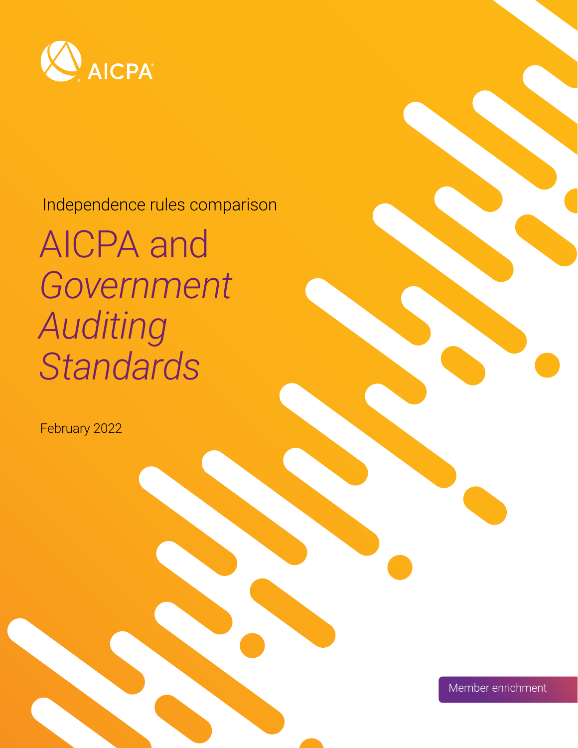AICPA

Independence rules comparison

# AICPA and *Government Auditing Standards*

February 2022

Member enrichment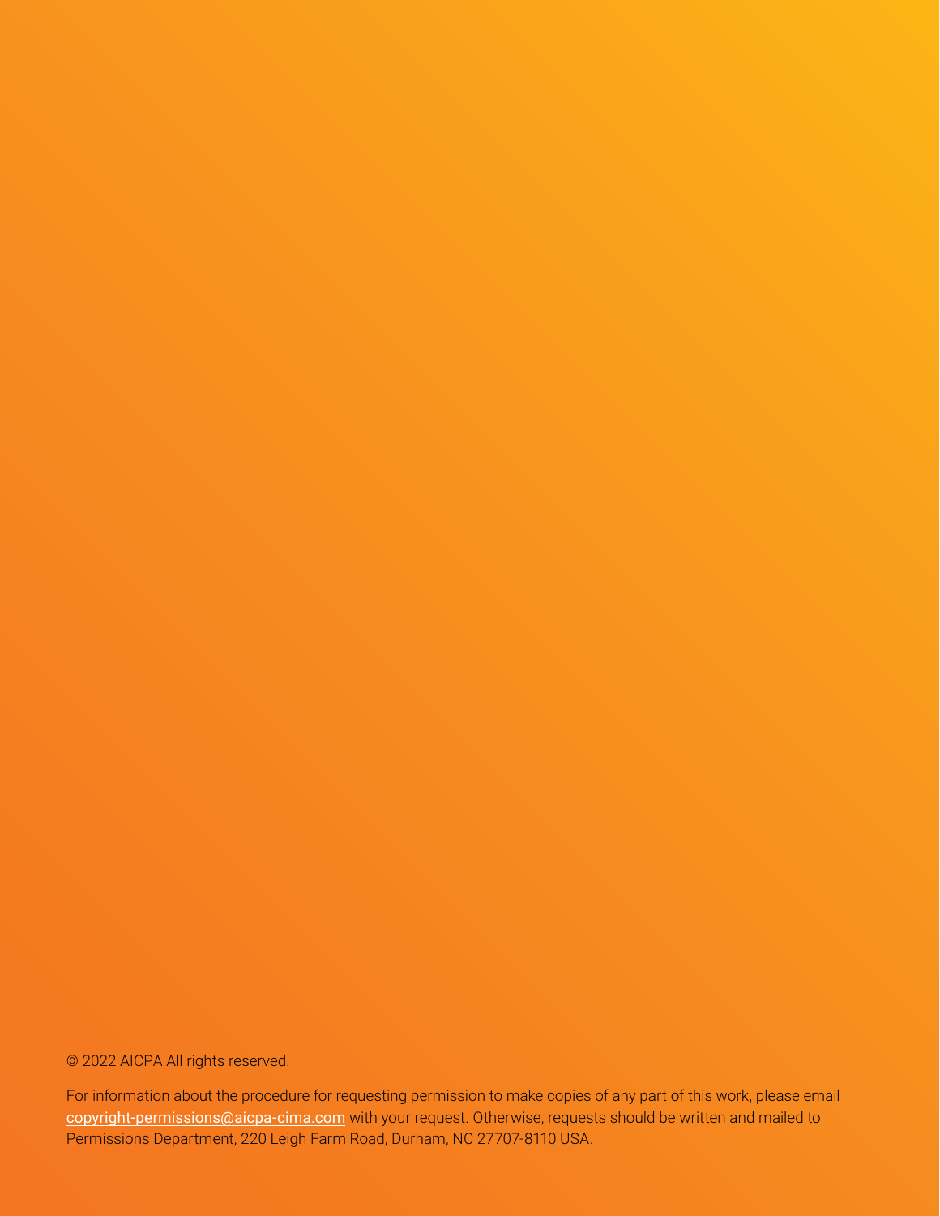© 2022 AICPA All rights reserved.

For information about the procedure for requesting permission to make copies of any part of this work, please email copyright-permissions@aicpa-cima.com with your request. Otherwise, requests should be written and mailed to Permissions Department, 220 Leigh Farm Road, Durham, NC 27707-8110 USA.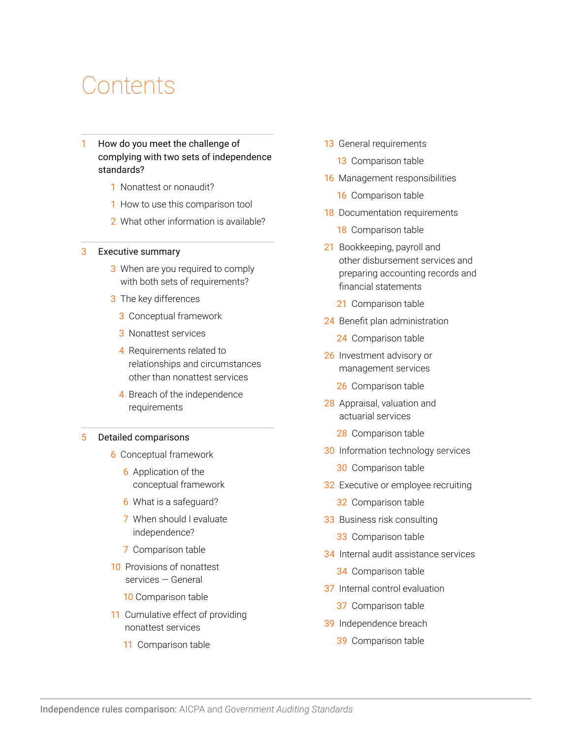# Contents

- 1 How do you meet the challenge of complying with two sets of independence standards?
  - 1 Nonattest or nonaudit?
  - 1 How to use this comparison tool
  - 2 What other information is available?
- 3 Executive summary
  - 3 When are you required to comply with both sets of requirements?
  - 3 The key differences
    - 3 Conceptual framework
    - 3 Nonattest services
    - 4 Requirements related to relationships and circumstances other than nonattest services
    - 4 Breach of the independence requirements
- 5 Detailed comparisons
  - 6 Conceptual framework
    - 6 Application of the conceptual framework
    - 6 What is a safeguard?
    - 7 When should I evaluate independence?
    - 7 Comparison table
  - 10 Provisions of nonattest services — General
    - 10 Comparison table
  - 11 Cumulative effect of providing nonattest services
    - 11 Comparison table
- 13 General requirements
  - 13 Comparison table
- 16 Management responsibilities
  - 16 Comparison table
- 18 Documentation requirements
  - 18 Comparison table
- 21 Bookkeeping, payroll and other disbursement services and preparing accounting records and financial statements
  - 21 Comparison table
- 24 Benefit plan administration
  - 24 Comparison table
- 26 Investment advisory or management services
  - 26 Comparison table
- 28 Appraisal, valuation and actuarial services
  - 28 Comparison table
- 30 Information technology services
  - 30 Comparison table
- 32 Executive or employee recruiting
  - 32 Comparison table
- 33 Business risk consulting
  - 33 Comparison table
- 34 Internal audit assistance services
  - 34 Comparison table
- 37 Internal control evaluation
  - 37 Comparison table
- 39 Independence breach
  - 39 Comparison table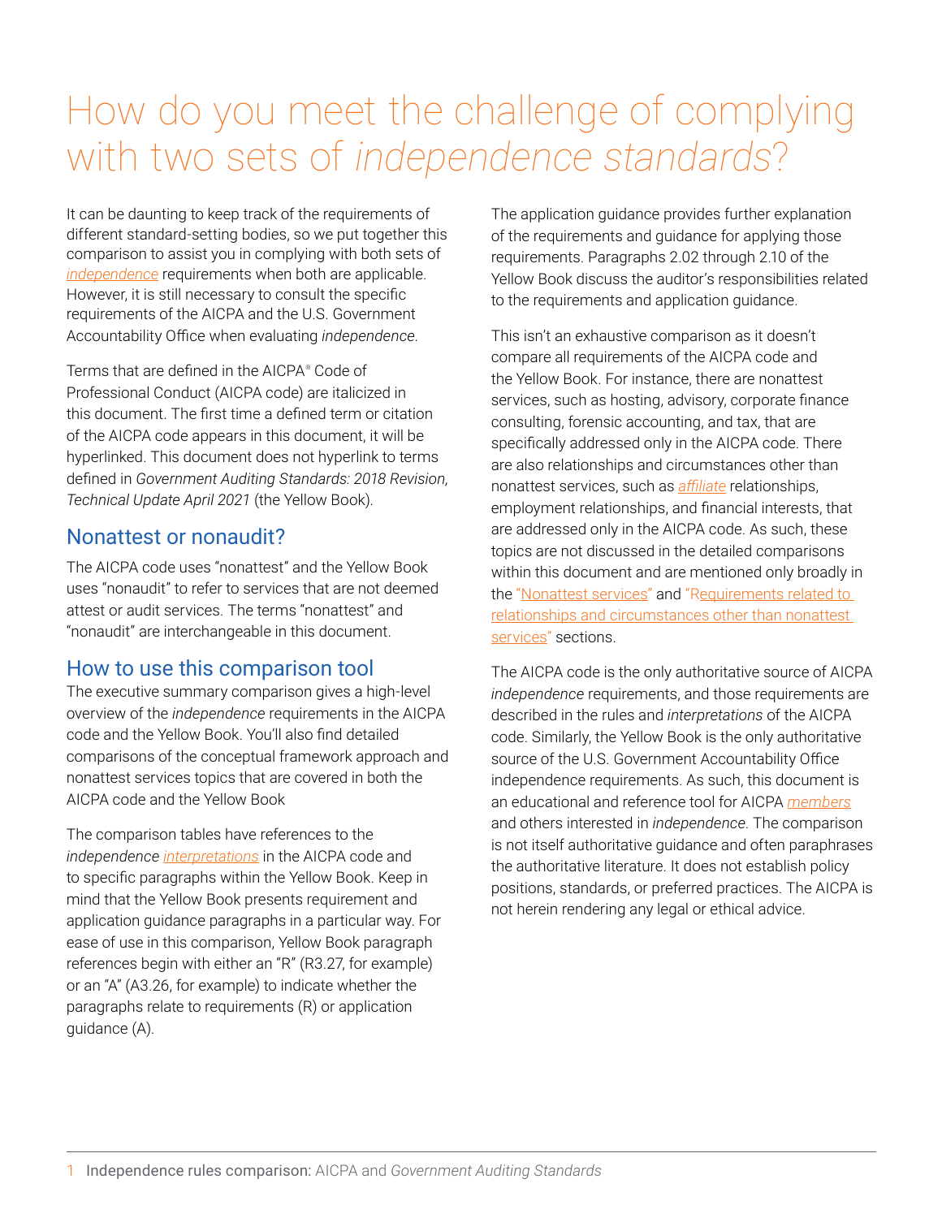# How do you meet the challenge of complying with two sets of *independence standards*?

It can be daunting to keep track of the requirements of different standard-setting bodies, so we put together this comparison to assist you in complying with both sets of *independence* requirements when both are applicable. However, it is still necessary to consult the specific requirements of the AICPA and the U.S. Government Accountability Office when evaluating *independence*.

Terms that are defined in the AICPA® Code of Professional Conduct (AICPA code) are italicized in this document. The first time a defined term or citation of the AICPA code appears in this document, it will be hyperlinked. This document does not hyperlink to terms defined in *Government Auditing Standards: 2018 Revision, Technical Update April 2021* (the Yellow Book).

## Nonattest or nonaudit?

The AICPA code uses "nonattest" and the Yellow Book uses "nonaudit" to refer to services that are not deemed attest or audit services. The terms "nonattest" and "nonaudit" are interchangeable in this document.

## How to use this comparison tool

The executive summary comparison gives a high-level overview of the *independence* requirements in the AICPA code and the Yellow Book. You'll also find detailed comparisons of the conceptual framework approach and nonattest services topics that are covered in both the AICPA code and the Yellow Book

The comparison tables have references to the *independence interpretations* in the AICPA code and to specific paragraphs within the Yellow Book. Keep in mind that the Yellow Book presents requirement and application guidance paragraphs in a particular way. For ease of use in this comparison, Yellow Book paragraph references begin with either an "R" (R3.27, for example) or an "A" (A3.26, for example) to indicate whether the paragraphs relate to requirements (R) or application guidance (A).

The application guidance provides further explanation of the requirements and guidance for applying those requirements. Paragraphs 2.02 through 2.10 of the Yellow Book discuss the auditor's responsibilities related to the requirements and application guidance.

This isn't an exhaustive comparison as it doesn't compare all requirements of the AICPA code and the Yellow Book. For instance, there are nonattest services, such as hosting, advisory, corporate finance consulting, forensic accounting, and tax, that are specifically addressed only in the AICPA code. There are also relationships and circumstances other than nonattest services, such as *affiliate* relationships, employment relationships, and financial interests, that are addressed only in the AICPA code. As such, these topics are not discussed in the detailed comparisons within this document and are mentioned only broadly in the "Nonattest services" and "Requirements related to relationships and circumstances other than nonattest services" sections.

The AICPA code is the only authoritative source of AICPA *independence* requirements, and those requirements are described in the rules and *interpretations* of the AICPA code. Similarly, the Yellow Book is the only authoritative source of the U.S. Government Accountability Office independence requirements. As such, this document is an educational and reference tool for AICPA *members* and others interested in *independence*. The comparison is not itself authoritative guidance and often paraphrases the authoritative literature. It does not establish policy positions, standards, or preferred practices. The AICPA is not herein rendering any legal or ethical advice.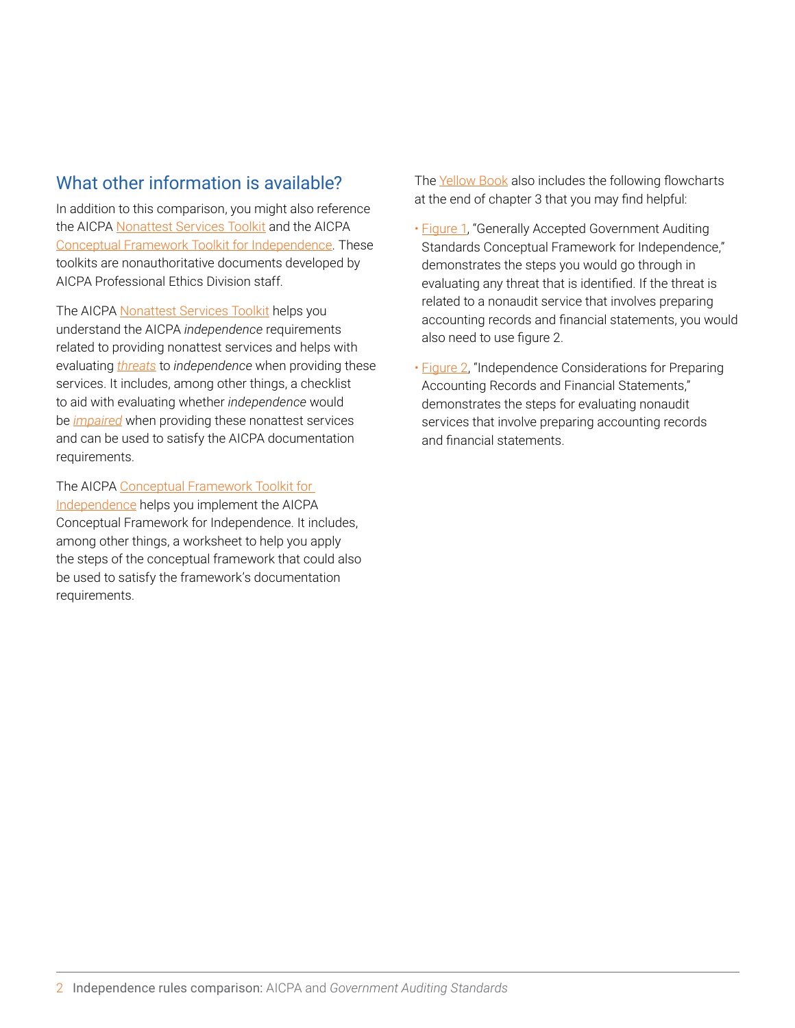## What other information is available?

In addition to this comparison, you might also reference the AICPA Nonattest Services Toolkit and the AICPA Conceptual Framework Toolkit for Independence. These toolkits are nonauthoritative documents developed by AICPA Professional Ethics Division staff.

The AICPA Nonattest Services Toolkit helps you understand the AICPA *independence* requirements related to providing nonattest services and helps with evaluating *threats* to *independence* when providing these services. It includes, among other things, a checklist to aid with evaluating whether *independence* would be *impaired* when providing these nonattest services and can be used to satisfy the AICPA documentation requirements.

The AICPA Conceptual Framework Toolkit for Independence helps you implement the AICPA Conceptual Framework for Independence. It includes, among other things, a worksheet to help you apply the steps of the conceptual framework that could also be used to satisfy the framework's documentation requirements.

The Yellow Book also includes the following flowcharts at the end of chapter 3 that you may find helpful:

- Figure 1, "Generally Accepted Government Auditing Standards Conceptual Framework for Independence," demonstrates the steps you would go through in evaluating any threat that is identified. If the threat is related to a nonaudit service that involves preparing accounting records and financial statements, you would also need to use figure 2.
- Figure 2, "Independence Considerations for Preparing Accounting Records and Financial Statements," demonstrates the steps for evaluating nonaudit services that involve preparing accounting records and financial statements.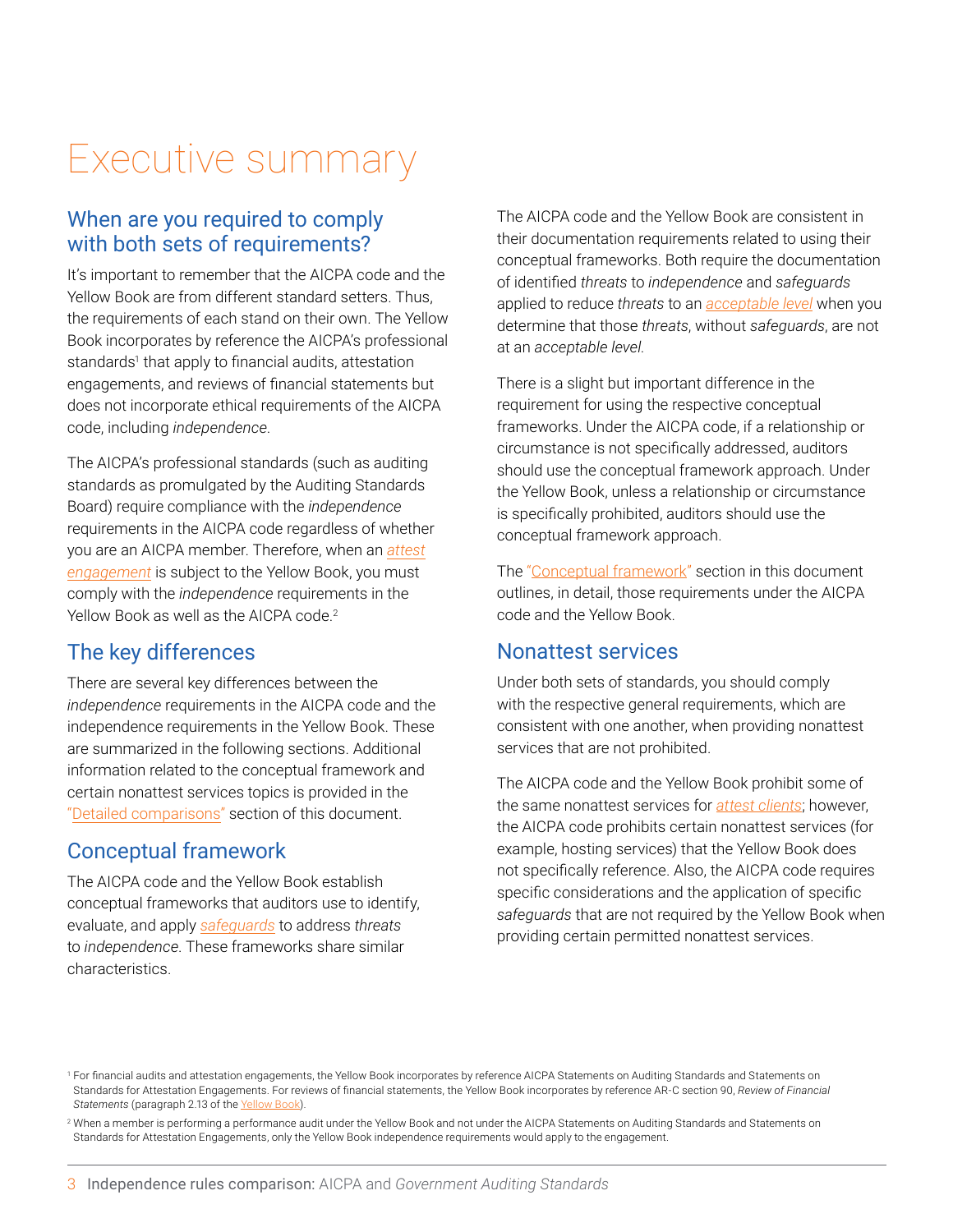# Executive summary

## When are you required to comply with both sets of requirements?

It's important to remember that the AICPA code and the Yellow Book are from different standard setters. Thus, the requirements of each stand on their own. The Yellow Book incorporates by reference the AICPA's professional standards[1] that apply to financial audits, attestation engagements, and reviews of financial statements but does not incorporate ethical requirements of the AICPA code, including *independence*.

The AICPA's professional standards (such as auditing standards as promulgated by the Auditing Standards Board) require compliance with the *independence* requirements in the AICPA code regardless of whether you are an AICPA member. Therefore, when an *attest engagement* is subject to the Yellow Book, you must comply with the *independence* requirements in the Yellow Book as well as the AICPA code.[2]

## The key differences

There are several key differences between the *independence* requirements in the AICPA code and the independence requirements in the Yellow Book. These are summarized in the following sections. Additional information related to the conceptual framework and certain nonattest services topics is provided in the "Detailed comparisons" section of this document.

## Conceptual framework

The AICPA code and the Yellow Book establish conceptual frameworks that auditors use to identify, evaluate, and apply *safeguards* to address *threats* to *independence*. These frameworks share similar characteristics.

The AICPA code and the Yellow Book are consistent in their documentation requirements related to using their conceptual frameworks. Both require the documentation of identified *threats* to *independence* and *safeguards* applied to reduce *threats* to an *acceptable level* when you determine that those *threats*, without *safeguards*, are not at an *acceptable level*.

There is a slight but important difference in the requirement for using the respective conceptual frameworks. Under the AICPA code, if a relationship or circumstance is not specifically addressed, auditors should use the conceptual framework approach. Under the Yellow Book, unless a relationship or circumstance is specifically prohibited, auditors should use the conceptual framework approach.

The "Conceptual framework" section in this document outlines, in detail, those requirements under the AICPA code and the Yellow Book.

## Nonattest services

Under both sets of standards, you should comply with the respective general requirements, which are consistent with one another, when providing nonattest services that are not prohibited.

The AICPA code and the Yellow Book prohibit some of the same nonattest services for *attest clients*; however, the AICPA code prohibits certain nonattest services (for example, hosting services) that the Yellow Book does not specifically reference. Also, the AICPA code requires specific considerations and the application of specific *safeguards* that are not required by the Yellow Book when providing certain permitted nonattest services.

[1] For financial audits and attestation engagements, the Yellow Book incorporates by reference AICPA Statements on Auditing Standards and Statements on Standards for Attestation Engagements. For reviews of financial statements, the Yellow Book incorporates by reference AR-C section 90, *Review of Financial Statements* (paragraph 2.13 of the Yellow Book).

[2] When a member is performing a performance audit under the Yellow Book and not under the AICPA Statements on Auditing Standards and Statements on Standards for Attestation Engagements, only the Yellow Book independence requirements would apply to the engagement.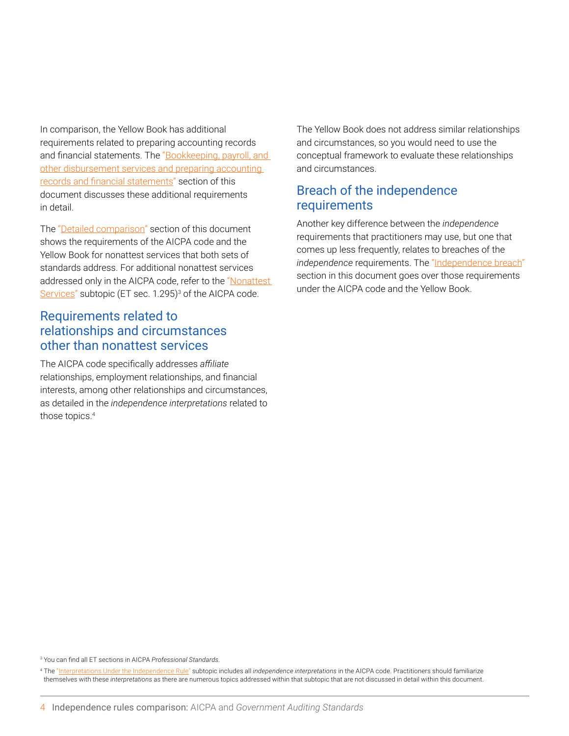In comparison, the Yellow Book has additional requirements related to preparing accounting records and financial statements. The "Bookkeeping, payroll, and other disbursement services and preparing accounting records and financial statements" section of this document discusses these additional requirements in detail.

The "Detailed comparison" section of this document shows the requirements of the AICPA code and the Yellow Book for nonattest services that both sets of standards address. For additional nonattest services addressed only in the AICPA code, refer to the "Nonattest Services" subtopic (ET sec. 1.295)[3] of the AICPA code.

## Requirements related to relationships and circumstances other than nonattest services

The AICPA code specifically addresses *affiliate* relationships, employment relationships, and financial interests, among other relationships and circumstances, as detailed in the *independence interpretations* related to those topics.[4]

The Yellow Book does not address similar relationships and circumstances, so you would need to use the conceptual framework to evaluate these relationships and circumstances.

## Breach of the independence requirements

Another key difference between the *independence* requirements that practitioners may use, but one that comes up less frequently, relates to breaches of the *independence* requirements. The "Independence breach" section in this document goes over those requirements under the AICPA code and the Yellow Book.

[3] You can find all ET sections in AICPA *Professional Standards*.

[4] The "Interpretations Under the Independence Rule" subtopic includes all *independence interpretations* in the AICPA code. Practitioners should familiarize themselves with these *interpretations* as there are numerous topics addressed within that subtopic that are not discussed in detail within this document.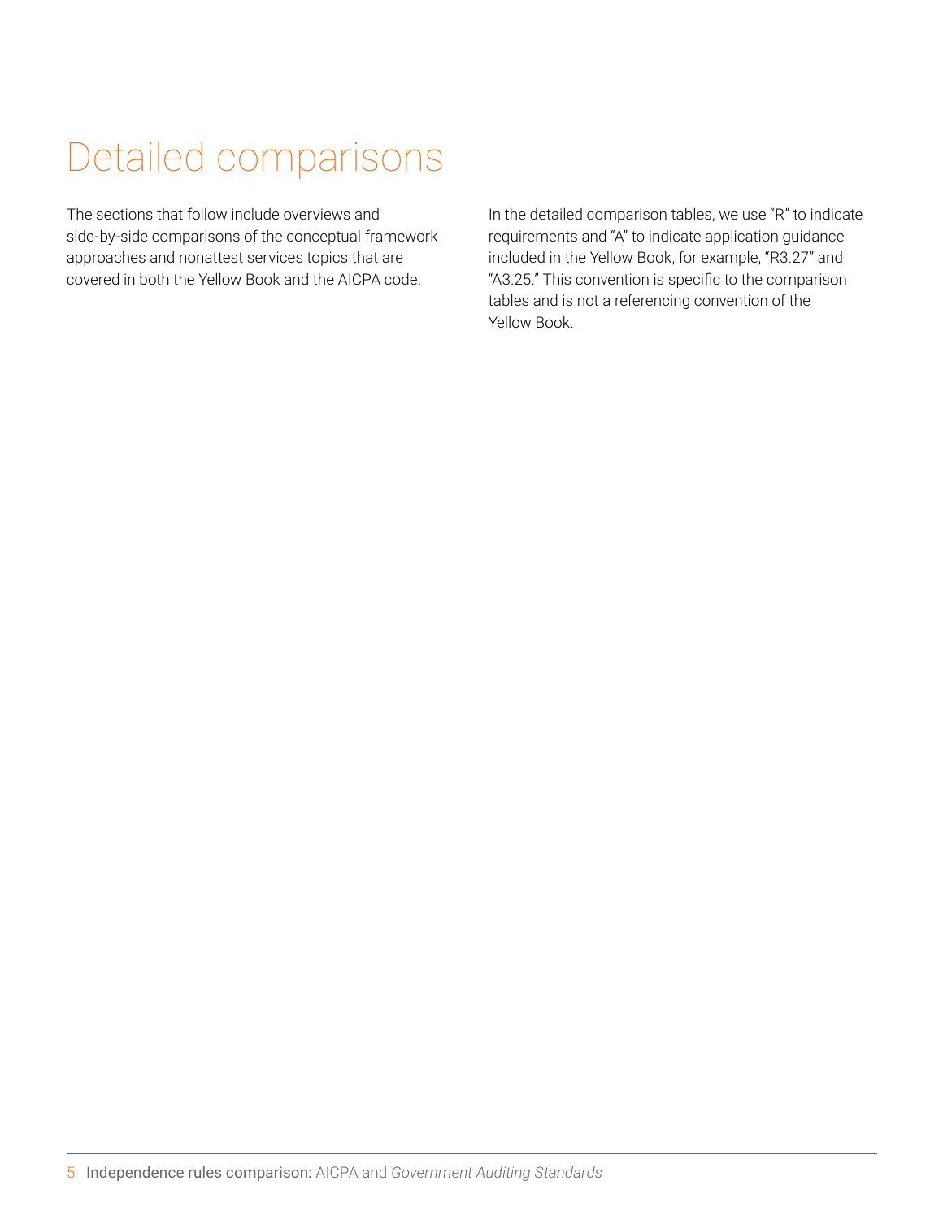# Detailed comparisons

The sections that follow include overviews and side-by-side comparisons of the conceptual framework approaches and nonattest services topics that are covered in both the Yellow Book and the AICPA code.

In the detailed comparison tables, we use "R" to indicate requirements and "A" to indicate application guidance included in the Yellow Book, for example, "R3.27" and "A3.25." This convention is specific to the comparison tables and is not a referencing convention of the Yellow Book.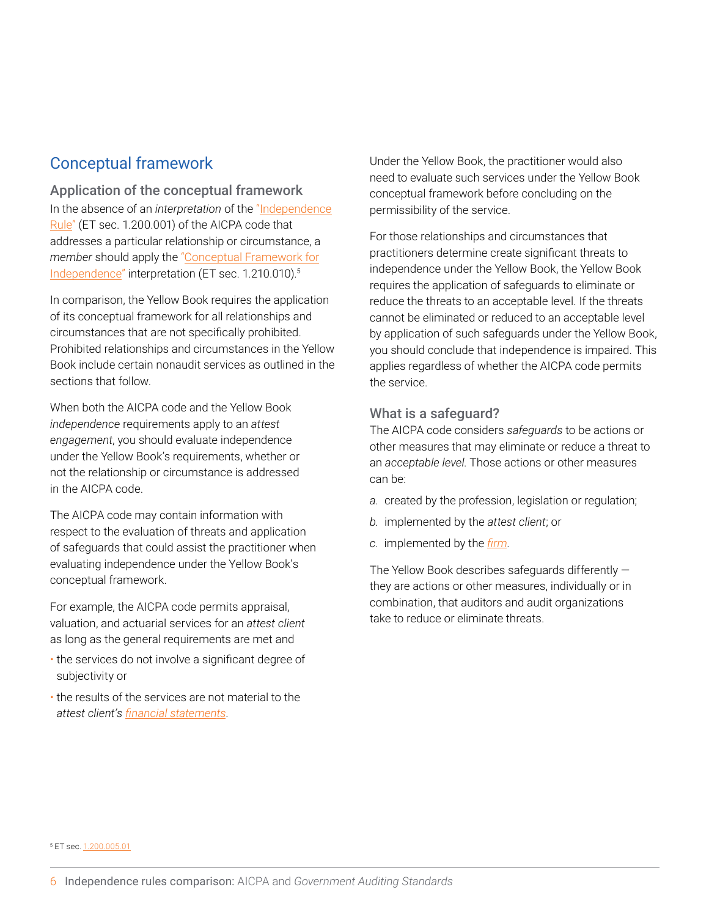## Conceptual framework

### Application of the conceptual framework

In the absence of an *interpretation* of the "Independence Rule" (ET sec. 1.200.001) of the AICPA code that addresses a particular relationship or circumstance, a *member* should apply the "Conceptual Framework for Independence" interpretation (ET sec. 1.210.010).[5]

In comparison, the Yellow Book requires the application of its conceptual framework for all relationships and circumstances that are not specifically prohibited. Prohibited relationships and circumstances in the Yellow Book include certain nonaudit services as outlined in the sections that follow.

When both the AICPA code and the Yellow Book *independence* requirements apply to an *attest engagement*, you should evaluate independence under the Yellow Book's requirements, whether or not the relationship or circumstance is addressed in the AICPA code.

The AICPA code may contain information with respect to the evaluation of threats and application of safeguards that could assist the practitioner when evaluating independence under the Yellow Book's conceptual framework.

For example, the AICPA code permits appraisal, valuation, and actuarial services for an *attest client* as long as the general requirements are met and

- the services do not involve a significant degree of subjectivity or
- the results of the services are not material to the *attest client's financial statements*.

Under the Yellow Book, the practitioner would also need to evaluate such services under the Yellow Book conceptual framework before concluding on the permissibility of the service.

For those relationships and circumstances that practitioners determine create significant threats to independence under the Yellow Book, the Yellow Book requires the application of safeguards to eliminate or reduce the threats to an acceptable level. If the threats cannot be eliminated or reduced to an acceptable level by application of such safeguards under the Yellow Book, you should conclude that independence is impaired. This applies regardless of whether the AICPA code permits the service.

### What is a safeguard?

The AICPA code considers *safeguards* to be actions or other measures that may eliminate or reduce a threat to an *acceptable level.* Those actions or other measures can be:

*a.* created by the profession, legislation or regulation;

*b.* implemented by the *attest client*; or

*c.* implemented by the *firm*.

The Yellow Book describes safeguards differently — they are actions or other measures, individually or in combination, that auditors and audit organizations take to reduce or eliminate threats.

[5] ET sec. 1.200.005.01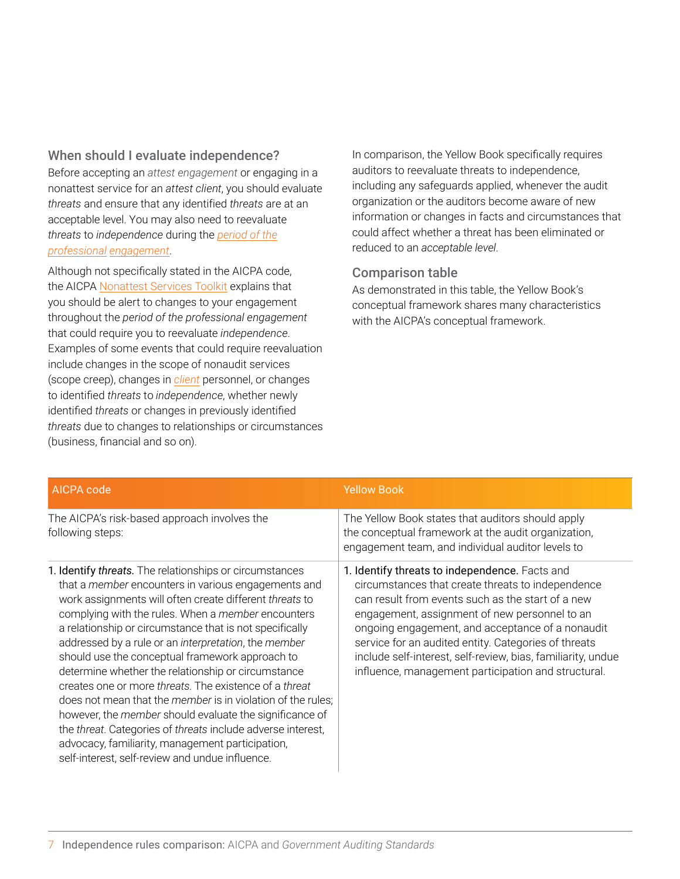## When should I evaluate independence?

Before accepting an *attest engagement* or engaging in a nonattest service for an *attest client*, you should evaluate *threats* and ensure that any identified *threats* are at an acceptable level. You may also need to reevaluate *threats* to *independence* during the *period of the professional engagement*.

Although not specifically stated in the AICPA code, the AICPA Nonattest Services Toolkit explains that you should be alert to changes to your engagement throughout the *period of the professional engagement* that could require you to reevaluate *independence*. Examples of some events that could require reevaluation include changes in the scope of nonaudit services (scope creep), changes in *client* personnel, or changes to identified *threats* to *independence*, whether newly identified *threats* or changes in previously identified *threats* due to changes to relationships or circumstances (business, financial and so on).

In comparison, the Yellow Book specifically requires auditors to reevaluate threats to independence, including any safeguards applied, whenever the audit organization or the auditors become aware of new information or changes in facts and circumstances that could affect whether a threat has been eliminated or reduced to an *acceptable level*.

## Comparison table

As demonstrated in this table, the Yellow Book's conceptual framework shares many characteristics with the AICPA's conceptual framework.

| AICPA code | Yellow Book |
|---|---|
| The AICPA's risk-based approach involves the following steps: | The Yellow Book states that auditors should apply the conceptual framework at the audit organization, engagement team, and individual auditor levels to |
| 1. **Identify *threats*.** The relationships or circumstances that a *member* encounters in various engagements and work assignments will often create different *threats* to complying with the rules. When a *member* encounters a relationship or circumstance that is not specifically addressed by a rule or an *interpretation*, the *member* should use the conceptual framework approach to determine whether the relationship or circumstance creates one or more *threats*. The existence of a *threat* does not mean that the *member* is in violation of the rules; however, the *member* should evaluate the significance of the *threat*. Categories of *threats* include adverse interest, advocacy, familiarity, management participation, self-interest, self-review and undue influence. | 1. **Identify threats to independence.** Facts and circumstances that create threats to independence can result from events such as the start of a new engagement, assignment of new personnel to an ongoing engagement, and acceptance of a nonaudit service for an audited entity. Categories of threats include self-interest, self-review, bias, familiarity, undue influence, management participation and structural. |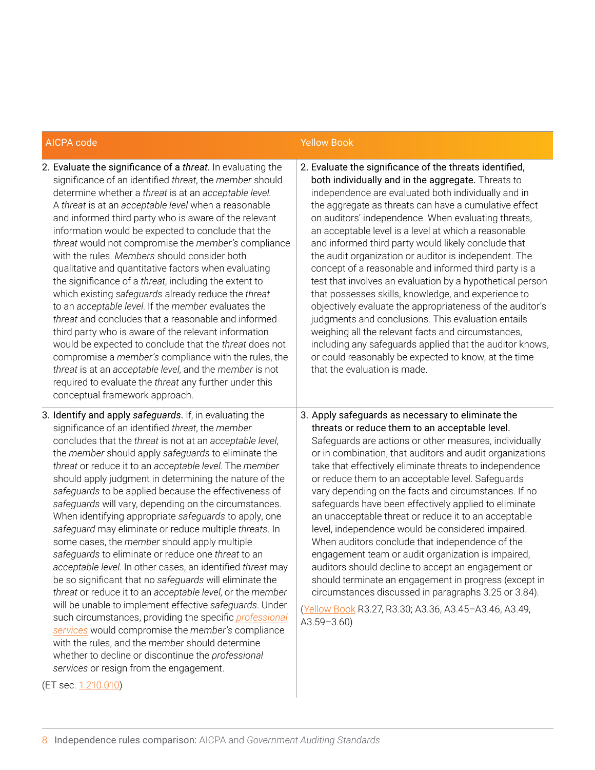| AICPA code | Yellow Book |
|---|---|
| 2. Evaluate the significance of a *threat*. In evaluating the significance of an identified *threat*, the *member* should determine whether a *threat* is at an *acceptable level*. A *threat* is at an *acceptable level* when a reasonable and informed third party who is aware of the relevant information would be expected to conclude that the *threat* would not compromise the *member's* compliance with the rules. *Members* should consider both qualitative and quantitative factors when evaluating the significance of a *threat*, including the extent to which existing *safeguards* already reduce the *threat* to an *acceptable level*. If the *member* evaluates the *threat* and concludes that a reasonable and informed third party who is aware of the relevant information would be expected to conclude that the *threat* does not compromise a *member's* compliance with the rules, the *threat* is at an *acceptable level*, and the *member* is not required to evaluate the *threat* any further under this conceptual framework approach. | 2. Evaluate the significance of the threats identified, both individually and in the aggregate. Threats to independence are evaluated both individually and in the aggregate as threats can have a cumulative effect on auditors' independence. When evaluating threats, an acceptable level is a level at which a reasonable and informed third party would likely conclude that the audit organization or auditor is independent. The concept of a reasonable and informed third party is a test that involves an evaluation by a hypothetical person that possesses skills, knowledge, and experience to objectively evaluate the appropriateness of the auditor's judgments and conclusions. This evaluation entails weighing all the relevant facts and circumstances, including any safeguards applied that the auditor knows, or could reasonably be expected to know, at the time that the evaluation is made. |
| 3. Identify and apply *safeguards*. If, in evaluating the significance of an identified *threat*, the *member* concludes that the *threat* is not at an *acceptable level*, the *member* should apply *safeguards* to eliminate the *threat* or reduce it to an *acceptable level*. The *member* should apply judgment in determining the nature of the *safeguards* to be applied because the effectiveness of *safeguards* will vary, depending on the circumstances. When identifying appropriate *safeguards* to apply, one *safeguard* may eliminate or reduce multiple *threats*. In some cases, the *member* should apply multiple *safeguards* to eliminate or reduce one *threat* to an *acceptable level*. In other cases, an identified *threat* may be so significant that no *safeguards* will eliminate the *threat* or reduce it to an *acceptable level*, or the *member* will be unable to implement effective *safeguards*. Under such circumstances, providing the specific *professional services* would compromise the *member's* compliance with the rules, and the *member* should determine whether to decline or discontinue the *professional services* or resign from the engagement. <br><br> (ET sec. 1.210.010) | 3. Apply safeguards as necessary to eliminate the threats or reduce them to an acceptable level. Safeguards are actions or other measures, individually or in combination, that auditors and audit organizations take that effectively eliminate threats to independence or reduce them to an acceptable level. Safeguards vary depending on the facts and circumstances. If no safeguards have been effectively applied to eliminate an unacceptable threat or reduce it to an acceptable level, independence would be considered impaired. When auditors conclude that independence of the engagement team or audit organization is impaired, auditors should decline to accept an engagement or should terminate an engagement in progress (except in circumstances discussed in paragraphs 3.25 or 3.84). <br><br> (Yellow Book R3.27, R3.30; A3.36, A3.45–A3.46, A3.49, A3.59–3.60) |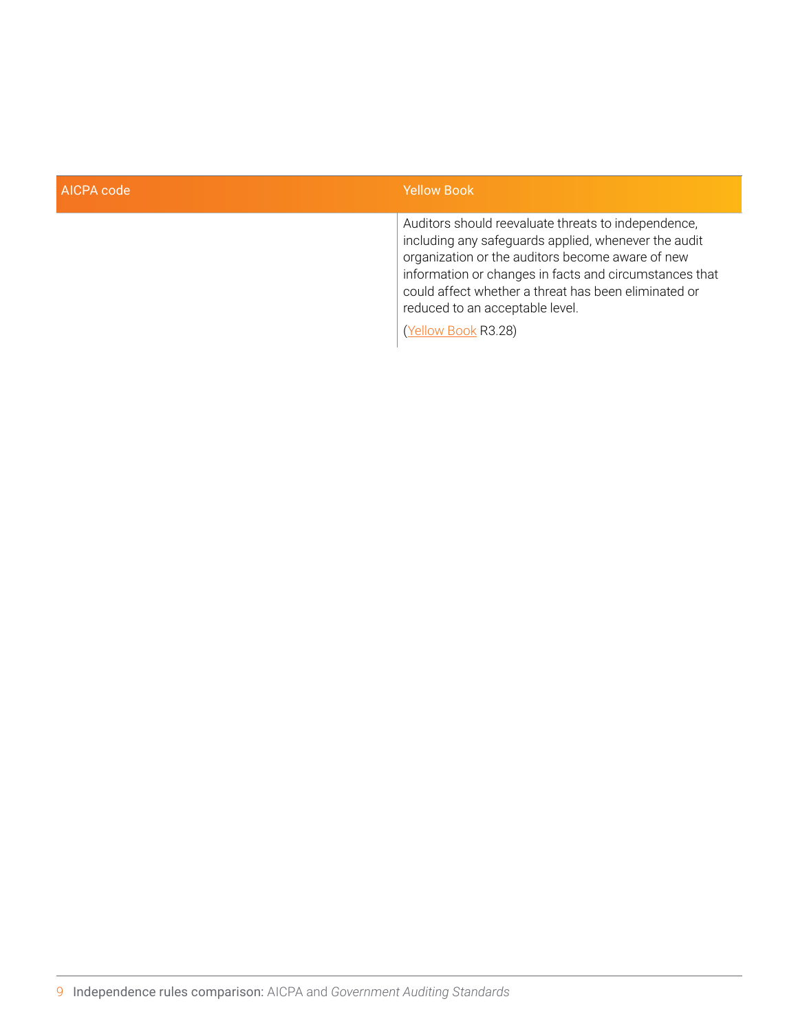| AICPA code | Yellow Book |
| --- | --- |
| | Auditors should reevaluate threats to independence, including any safeguards applied, whenever the audit organization or the auditors become aware of new information or changes in facts and circumstances that could affect whether a threat has been eliminated or reduced to an acceptable level.<br><br>(Yellow Book R3.28) |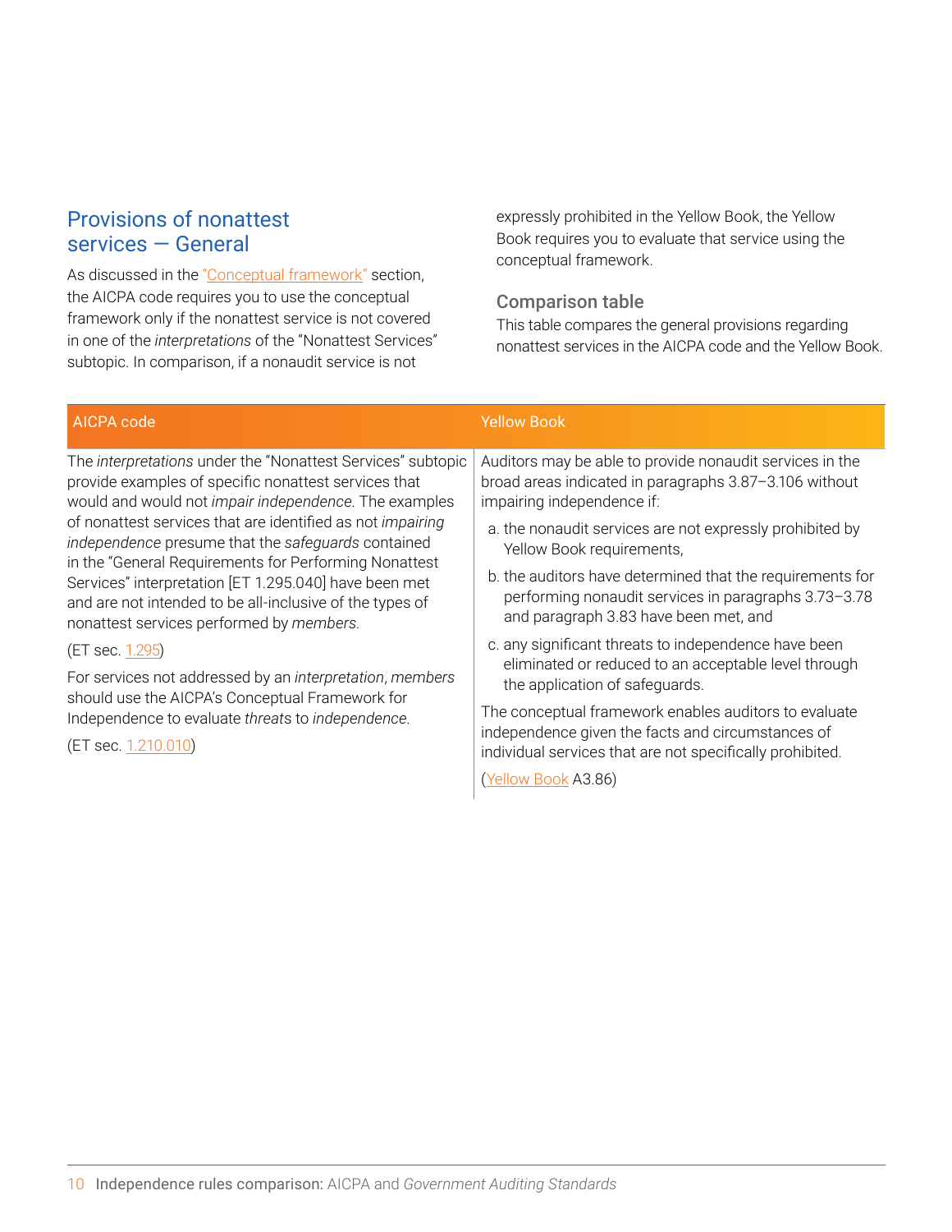## Provisions of nonattest services — General

As discussed in the "Conceptual framework" section, the AICPA code requires you to use the conceptual framework only if the nonattest service is not covered in one of the *interpretations* of the "Nonattest Services" subtopic. In comparison, if a nonaudit service is not expressly prohibited in the Yellow Book, the Yellow Book requires you to evaluate that service using the conceptual framework.

### Comparison table

This table compares the general provisions regarding nonattest services in the AICPA code and the Yellow Book.

| AICPA code | Yellow Book |
|---|---|
| The *interpretations* under the "Nonattest Services" subtopic provide examples of specific nonattest services that would and would not *impair independence*. The examples of nonattest services that are identified as not *impairing independence* presume that the *safeguards* contained in the "General Requirements for Performing Nonattest Services" interpretation [ET 1.295.040] have been met and are not intended to be all-inclusive of the types of nonattest services performed by *members*.<br><br>(ET sec. 1.295)<br><br>For services not addressed by an *interpretation*, *members* should use the AICPA's Conceptual Framework for Independence to evaluate *threats* to *independence*.<br><br>(ET sec. 1.210.010) | Auditors may be able to provide nonaudit services in the broad areas indicated in paragraphs 3.87–3.106 without impairing independence if:<br><br>a. the nonaudit services are not expressly prohibited by Yellow Book requirements,<br><br>b. the auditors have determined that the requirements for performing nonaudit services in paragraphs 3.73–3.78 and paragraph 3.83 have been met, and<br><br>c. any significant threats to independence have been eliminated or reduced to an acceptable level through the application of safeguards.<br><br>The conceptual framework enables auditors to evaluate independence given the facts and circumstances of individual services that are not specifically prohibited.<br><br>(Yellow Book A3.86) |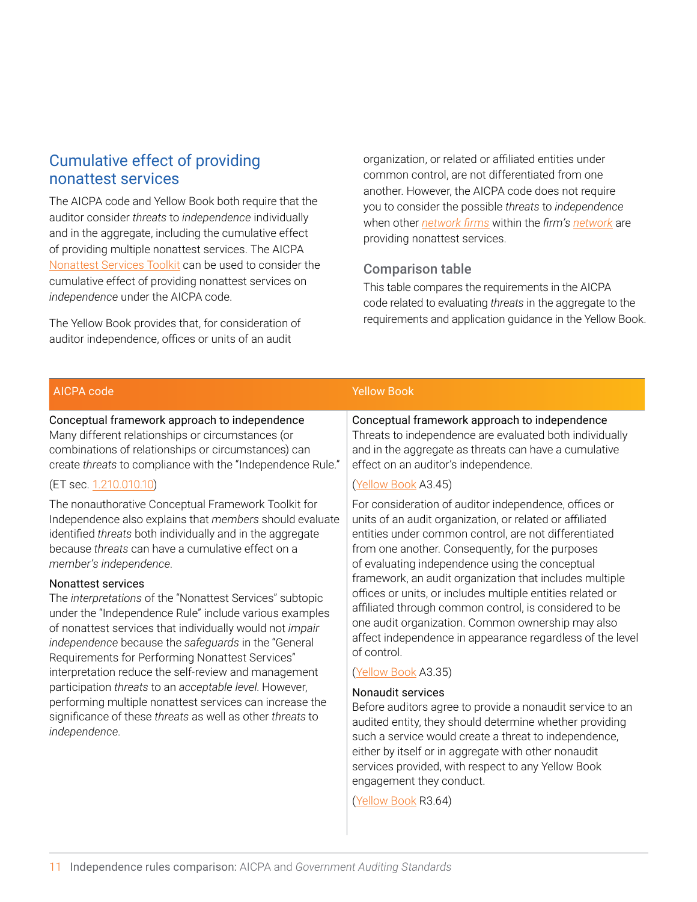## Cumulative effect of providing nonattest services

The AICPA code and Yellow Book both require that the auditor consider *threats* to *independence* individually and in the aggregate, including the cumulative effect of providing multiple nonattest services. The AICPA Nonattest Services Toolkit can be used to consider the cumulative effect of providing nonattest services on *independence* under the AICPA code.

The Yellow Book provides that, for consideration of auditor independence, offices or units of an audit organization, or related or affiliated entities under common control, are not differentiated from one another. However, the AICPA code does not require you to consider the possible *threats* to *independence* when other *network firms* within the *firm's network* are providing nonattest services.

### Comparison table

This table compares the requirements in the AICPA code related to evaluating *threats* in the aggregate to the requirements and application guidance in the Yellow Book.

| AICPA code | Yellow Book |
| --- | --- |
| Conceptual framework approach to independence<br>Many different relationships or circumstances (or combinations of relationships or circumstances) can create *threats* to compliance with the "Independence Rule."<br><br>(ET sec. 1.210.010.10)<br><br>The nonauthorative Conceptual Framework Toolkit for Independence also explains that *members* should evaluate identified *threats* both individually and in the aggregate because *threats* can have a cumulative effect on a *member's independence*.<br><br>Nonattest services<br>The *interpretations* of the "Nonattest Services" subtopic under the "Independence Rule" include various examples of nonattest services that individually would not *impair independence* because the *safeguards* in the "General Requirements for Performing Nonattest Services" interpretation reduce the self-review and management participation *threats* to an *acceptable level*. However, performing multiple nonattest services can increase the significance of these *threats* as well as other *threats* to *independence*. | Conceptual framework approach to independence<br>Threats to independence are evaluated both individually and in the aggregate as threats can have a cumulative effect on an auditor's independence.<br><br>(Yellow Book A3.45)<br><br>For consideration of auditor independence, offices or units of an audit organization, or related or affiliated entities under common control, are not differentiated from one another. Consequently, for the purposes of evaluating independence using the conceptual framework, an audit organization that includes multiple offices or units, or includes multiple entities related or affiliated through common control, is considered to be one audit organization. Common ownership may also affect independence in appearance regardless of the level of control.<br><br>(Yellow Book A3.35)<br><br>Nonaudit services<br>Before auditors agree to provide a nonaudit service to an audited entity, they should determine whether providing such a service would create a threat to independence, either by itself or in aggregate with other nonaudit services provided, with respect to any Yellow Book engagement they conduct.<br><br>(Yellow Book R3.64) |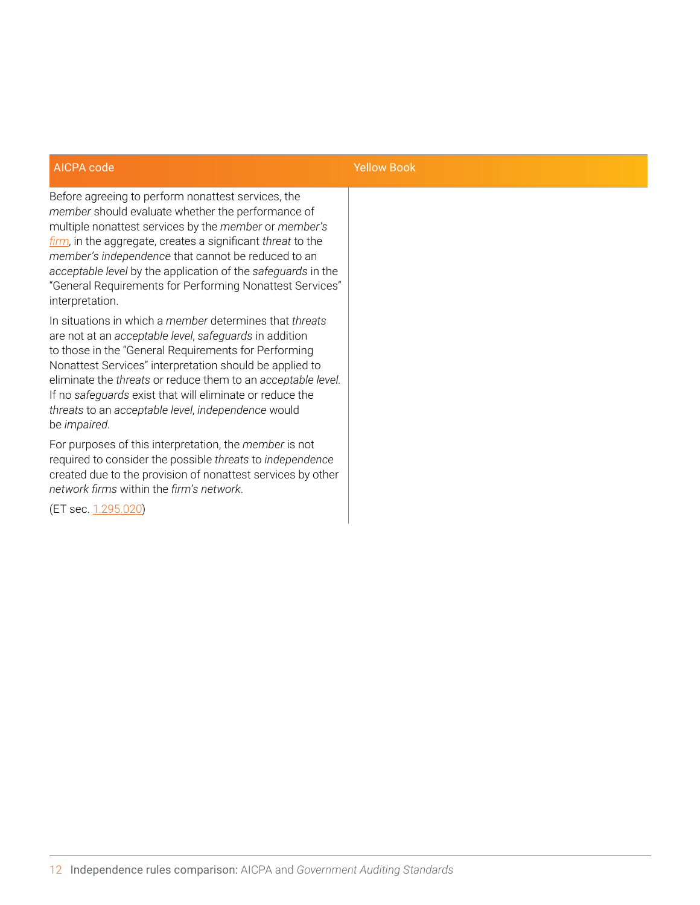| AICPA code | Yellow Book |
|---|---|
| Before agreeing to perform nonattest services, the *member* should evaluate whether the performance of multiple nonattest services by the *member* or *member's firm*, in the aggregate, creates a significant *threat* to the *member's independence* that cannot be reduced to an *acceptable level* by the application of the *safeguards* in the "General Requirements for Performing Nonattest Services" interpretation.<br><br>In situations in which a *member* determines that *threats* are not at an *acceptable level*, *safeguards* in addition to those in the "General Requirements for Performing Nonattest Services" interpretation should be applied to eliminate the *threats* or reduce them to an *acceptable level*. If no *safeguards* exist that will eliminate or reduce the *threats* to an *acceptable level*, *independence* would be *impaired*.<br><br>For purposes of this interpretation, the *member* is not required to consider the possible *threats* to *independence* created due to the provision of nonattest services by other *network firms* within the *firm's network*.<br><br>(ET sec. 1.295.020) | |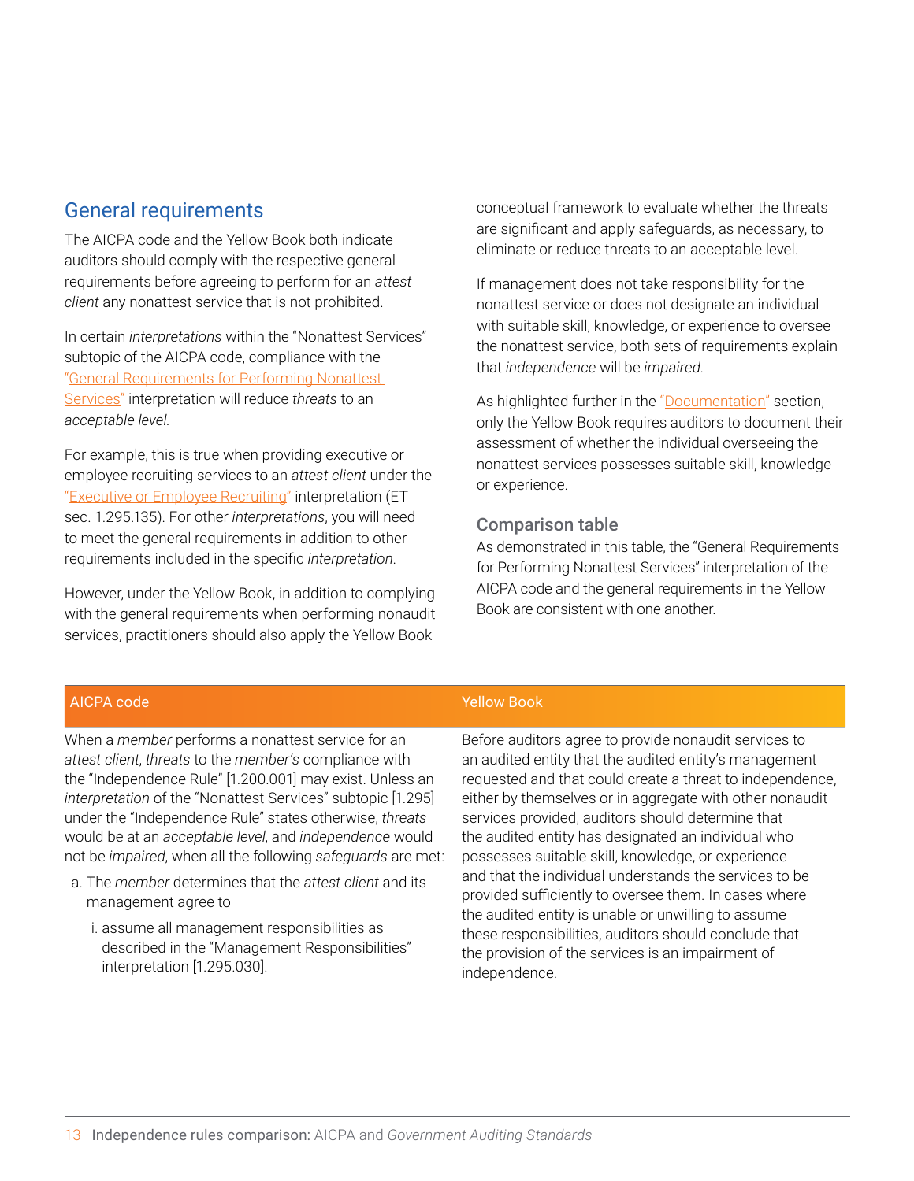## General requirements

The AICPA code and the Yellow Book both indicate auditors should comply with the respective general requirements before agreeing to perform for an *attest client* any nonattest service that is not prohibited.

In certain *interpretations* within the "Nonattest Services" subtopic of the AICPA code, compliance with the "General Requirements for Performing Nonattest Services" interpretation will reduce *threats* to an *acceptable level*.

For example, this is true when providing executive or employee recruiting services to an *attest client* under the "Executive or Employee Recruiting" interpretation (ET sec. 1.295.135). For other *interpretations*, you will need to meet the general requirements in addition to other requirements included in the specific *interpretation*.

However, under the Yellow Book, in addition to complying with the general requirements when performing nonaudit services, practitioners should also apply the Yellow Book conceptual framework to evaluate whether the threats are significant and apply safeguards, as necessary, to eliminate or reduce threats to an acceptable level.

If management does not take responsibility for the nonattest service or does not designate an individual with suitable skill, knowledge, or experience to oversee the nonattest service, both sets of requirements explain that *independence* will be *impaired*.

As highlighted further in the "Documentation" section, only the Yellow Book requires auditors to document their assessment of whether the individual overseeing the nonattest services possesses suitable skill, knowledge or experience.

### Comparison table

As demonstrated in this table, the "General Requirements for Performing Nonattest Services" interpretation of the AICPA code and the general requirements in the Yellow Book are consistent with one another.

| AICPA code | Yellow Book |
|---|---|
| When a *member* performs a nonattest service for an *attest client*, *threats* to the *member's* compliance with the "Independence Rule" [1.200.001] may exist. Unless an *interpretation* of the "Nonattest Services" subtopic [1.295] under the "Independence Rule" states otherwise, *threats* would be at an *acceptable level*, and *independence* would not be *impaired*, when all the following *safeguards* are met:<br>a. The *member* determines that the *attest client* and its management agree to<br>i. assume all management responsibilities as described in the "Management Responsibilities" interpretation [1.295.030]. | Before auditors agree to provide nonaudit services to an audited entity that the audited entity's management requested and that could create a threat to independence, either by themselves or in aggregate with other nonaudit services provided, auditors should determine that the audited entity has designated an individual who possesses suitable skill, knowledge, or experience and that the individual understands the services to be provided sufficiently to oversee them. In cases where the audited entity is unable or unwilling to assume these responsibilities, auditors should conclude that the provision of the services is an impairment of independence. |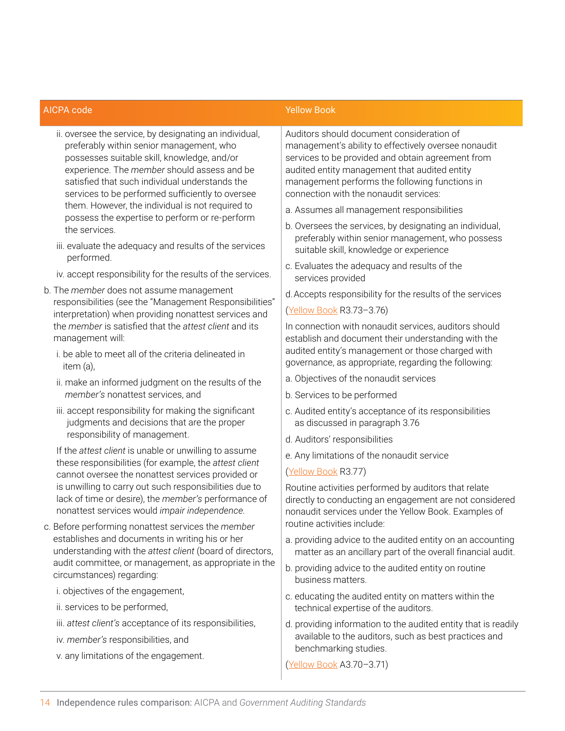| AICPA code | Yellow Book |
|---|---|
| ii. oversee the service, by designating an individual, preferably within senior management, who possesses suitable skill, knowledge, and/or experience. The *member* should assess and be satisfied that such individual understands the services to be performed sufficiently to oversee them. However, the individual is not required to possess the expertise to perform or re-perform the services.<br><br>iii. evaluate the adequacy and results of the services performed.<br><br>iv. accept responsibility for the results of the services.<br><br>b. The *member* does not assume management responsibilities (see the "Management Responsibilities" interpretation) when providing nonattest services and the *member* is satisfied that the *attest client* and its management will:<br><br>i. be able to meet all of the criteria delineated in item (a),<br><br>ii. make an informed judgment on the results of the *member's* nonattest services, and<br><br>iii. accept responsibility for making the significant judgments and decisions that are the proper responsibility of management.<br><br>If the *attest client* is unable or unwilling to assume these responsibilities (for example, the *attest client* cannot oversee the nonattest services provided or is unwilling to carry out such responsibilities due to lack of time or desire), the *member's* performance of nonattest services would *impair independence*.<br><br>c. Before performing nonattest services the *member* establishes and documents in writing his or her understanding with the *attest client* (board of directors, audit committee, or management, as appropriate in the circumstances) regarding:<br><br>i. objectives of the engagement,<br><br>ii. services to be performed,<br><br>iii. *attest client's* acceptance of its responsibilities,<br><br>iv. *member's* responsibilities, and<br><br>v. any limitations of the engagement. | Auditors should document consideration of management's ability to effectively oversee nonaudit services to be provided and obtain agreement from audited entity management that audited entity management performs the following functions in connection with the nonaudit services:<br><br>a. Assumes all management responsibilities<br><br>b. Oversees the services, by designating an individual, preferably within senior management, who possess suitable skill, knowledge or experience<br><br>c. Evaluates the adequacy and results of the services provided<br><br>d. Accepts responsibility for the results of the services<br><br>(Yellow Book R3.73–3.76)<br><br>In connection with nonaudit services, auditors should establish and document their understanding with the audited entity's management or those charged with governance, as appropriate, regarding the following:<br><br>a. Objectives of the nonaudit services<br><br>b. Services to be performed<br><br>c. Audited entity's acceptance of its responsibilities as discussed in paragraph 3.76<br><br>d. Auditors' responsibilities<br><br>e. Any limitations of the nonaudit service<br><br>(Yellow Book R3.77)<br><br>Routine activities performed by auditors that relate directly to conducting an engagement are not considered nonaudit services under the Yellow Book. Examples of routine activities include:<br><br>a. providing advice to the audited entity on an accounting matter as an ancillary part of the overall financial audit.<br><br>b. providing advice to the audited entity on routine business matters.<br><br>c. educating the audited entity on matters within the technical expertise of the auditors.<br><br>d. providing information to the audited entity that is readily available to the auditors, such as best practices and benchmarking studies.<br><br>(Yellow Book A3.70–3.71) |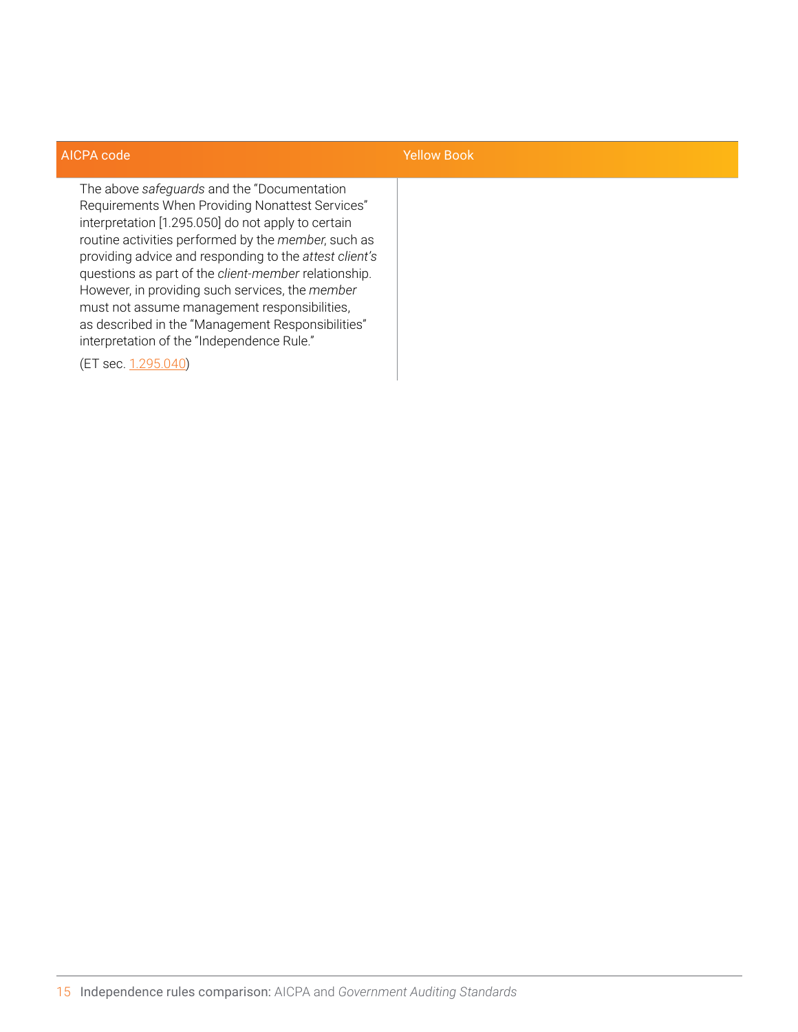| AICPA code | Yellow Book |
|---|---|
| The above *safeguards* and the "Documentation Requirements When Providing Nonattest Services" interpretation [1.295.050] do not apply to certain routine activities performed by the *member*, such as providing advice and responding to the *attest client's* questions as part of the *client-member* relationship. However, in providing such services, the *member* must not assume management responsibilities, as described in the "Management Responsibilities" interpretation of the "Independence Rule."<br><br>(ET sec. 1.295.040) | |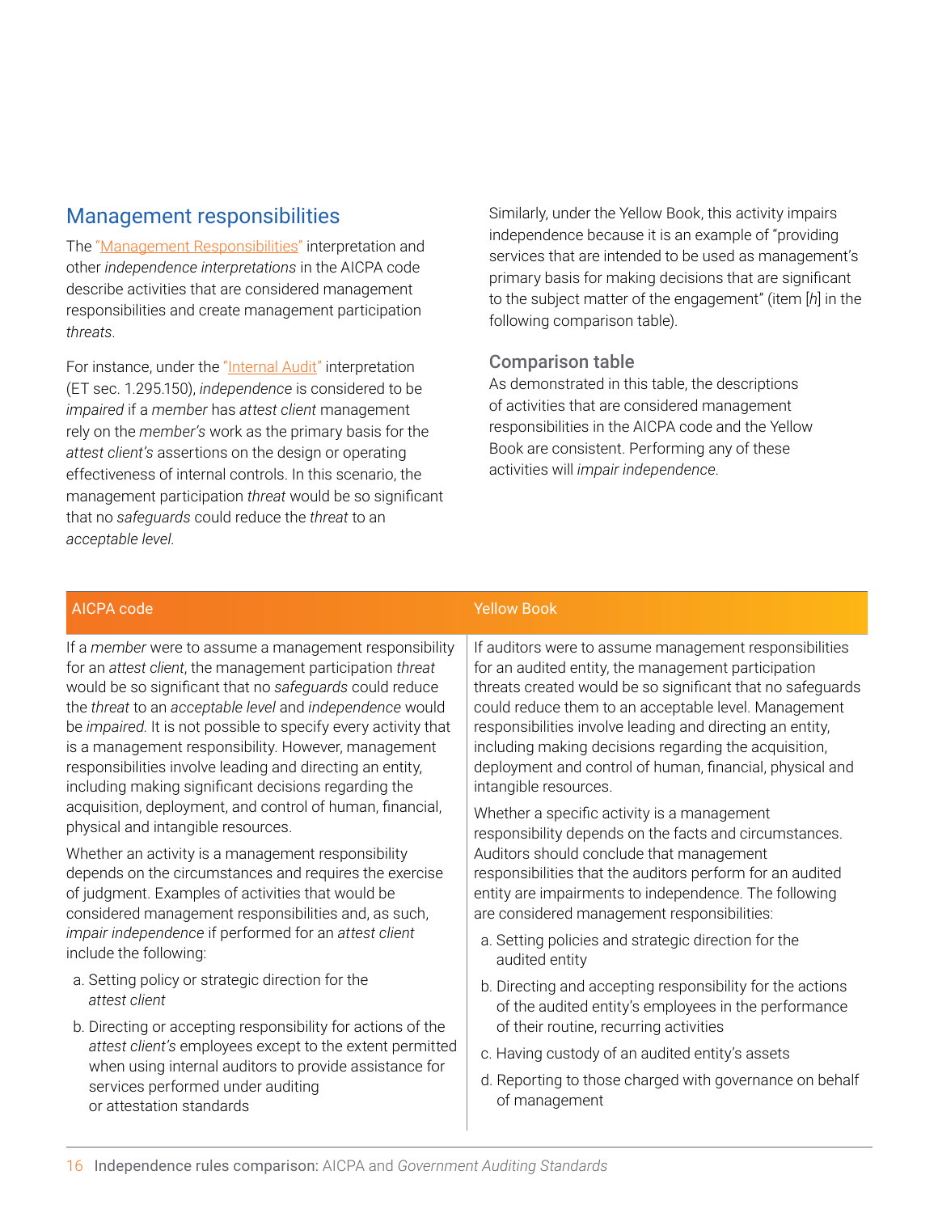## Management responsibilities

The "Management Responsibilities" interpretation and other *independence interpretations* in the AICPA code describe activities that are considered management responsibilities and create management participation *threats*.

For instance, under the "Internal Audit" interpretation (ET sec. 1.295.150), *independence* is considered to be *impaired* if a *member* has *attest client* management rely on the *member's* work as the primary basis for the *attest client's* assertions on the design or operating effectiveness of internal controls. In this scenario, the management participation *threat* would be so significant that no *safeguards* could reduce the *threat* to an *acceptable level*.

Similarly, under the Yellow Book, this activity impairs independence because it is an example of "providing services that are intended to be used as management's primary basis for making decisions that are significant to the subject matter of the engagement" (item [*h*] in the following comparison table).

### Comparison table

As demonstrated in this table, the descriptions of activities that are considered management responsibilities in the AICPA code and the Yellow Book are consistent. Performing any of these activities will *impair independence*.

| AICPA code | Yellow Book |
|---|---|
| If a *member* were to assume a management responsibility for an *attest client*, the management participation *threat* would be so significant that no *safeguards* could reduce the *threat* to an *acceptable level* and *independence* would be *impaired*. It is not possible to specify every activity that is a management responsibility. However, management responsibilities involve leading and directing an entity, including making significant decisions regarding the acquisition, deployment, and control of human, financial, physical and intangible resources.<br><br>Whether an activity is a management responsibility depends on the circumstances and requires the exercise of judgment. Examples of activities that would be considered management responsibilities and, as such, *impair independence* if performed for an *attest client* include the following:<br><br>a. Setting policy or strategic direction for the *attest client*<br><br>b. Directing or accepting responsibility for actions of the *attest client's* employees except to the extent permitted when using internal auditors to provide assistance for services performed under auditing or attestation standards | If auditors were to assume management responsibilities for an audited entity, the management participation threats created would be so significant that no safeguards could reduce them to an acceptable level. Management responsibilities involve leading and directing an entity, including making decisions regarding the acquisition, deployment and control of human, financial, physical and intangible resources.<br><br>Whether a specific activity is a management responsibility depends on the facts and circumstances. Auditors should conclude that management responsibilities that the auditors perform for an audited entity are impairments to independence. The following are considered management responsibilities:<br><br>a. Setting policies and strategic direction for the audited entity<br><br>b. Directing and accepting responsibility for the actions of the audited entity's employees in the performance of their routine, recurring activities<br><br>c. Having custody of an audited entity's assets<br><br>d. Reporting to those charged with governance on behalf of management |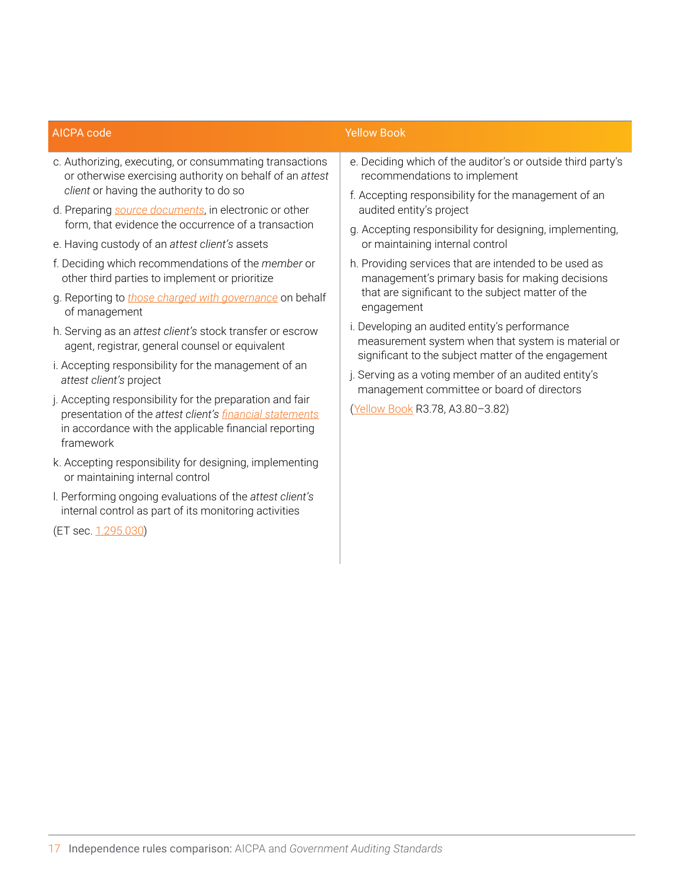| AICPA code | Yellow Book |
|---|---|
| c. Authorizing, executing, or consummating transactions or otherwise exercising authority on behalf of an *attest client* or having the authority to do so<br>d. Preparing *source documents*, in electronic or other form, that evidence the occurrence of a transaction<br>e. Having custody of an *attest client's* assets<br>f. Deciding which recommendations of the *member* or other third parties to implement or prioritize<br>g. Reporting to *those charged with governance* on behalf of management<br>h. Serving as an *attest client's* stock transfer or escrow agent, registrar, general counsel or equivalent<br>i. Accepting responsibility for the management of an *attest client's* project<br>j. Accepting responsibility for the preparation and fair presentation of the *attest client's* *financial statements* in accordance with the applicable financial reporting framework<br>k. Accepting responsibility for designing, implementing or maintaining internal control<br>l. Performing ongoing evaluations of the *attest client's* internal control as part of its monitoring activities<br>(ET sec. 1.295.030) | e. Deciding which of the auditor's or outside third party's recommendations to implement<br>f. Accepting responsibility for the management of an audited entity's project<br>g. Accepting responsibility for designing, implementing, or maintaining internal control<br>h. Providing services that are intended to be used as management's primary basis for making decisions that are significant to the subject matter of the engagement<br>i. Developing an audited entity's performance measurement system when that system is material or significant to the subject matter of the engagement<br>j. Serving as a voting member of an audited entity's management committee or board of directors<br>(Yellow Book R3.78, A3.80–3.82) |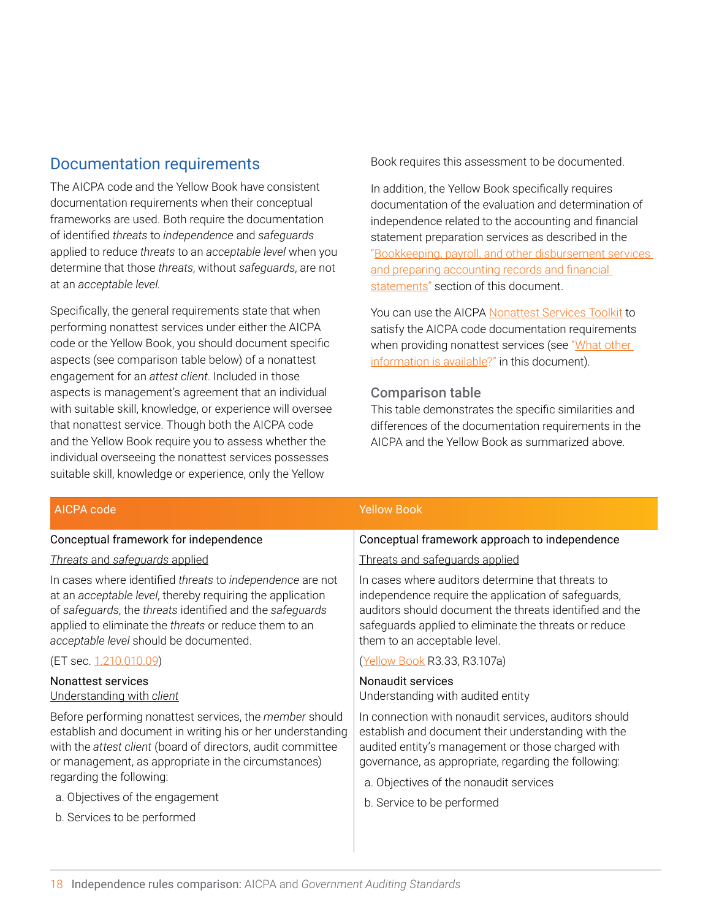## Documentation requirements

The AICPA code and the Yellow Book have consistent documentation requirements when their conceptual frameworks are used. Both require the documentation of identified *threats* to *independence* and *safeguards* applied to reduce *threats* to an *acceptable level* when you determine that those *threats*, without *safeguards*, are not at an *acceptable level*.

Specifically, the general requirements state that when performing nonattest services under either the AICPA code or the Yellow Book, you should document specific aspects (see comparison table below) of a nonattest engagement for an *attest client*. Included in those aspects is management's agreement that an individual with suitable skill, knowledge, or experience will oversee that nonattest service. Though both the AICPA code and the Yellow Book require you to assess whether the individual overseeing the nonattest services possesses suitable skill, knowledge or experience, only the Yellow Book requires this assessment to be documented.

In addition, the Yellow Book specifically requires documentation of the evaluation and determination of independence related to the accounting and financial statement preparation services as described in the "Bookkeeping, payroll, and other disbursement services and preparing accounting records and financial statements" section of this document.

You can use the AICPA Nonattest Services Toolkit to satisfy the AICPA code documentation requirements when providing nonattest services (see "What other information is available?" in this document).

### Comparison table

This table demonstrates the specific similarities and differences of the documentation requirements in the AICPA and the Yellow Book as summarized above.

| AICPA code | Yellow Book |
|---|---|
| Conceptual framework for independence | Conceptual framework approach to independence |
| <u>*Threats* and *safeguards* applied</u> | <u>Threats and safeguards applied</u> |
| In cases where identified *threats* to *independence* are not at an *acceptable level*, thereby requiring the application of *safeguards*, the *threats* identified and the *safeguards* applied to eliminate the *threats* or reduce them to an *acceptable level* should be documented. | In cases where auditors determine that threats to independence require the application of safeguards, auditors should document the threats identified and the safeguards applied to eliminate the threats or reduce them to an acceptable level. |
| (ET sec. 1.210.010.09) | (Yellow Book R3.33, R3.107a) |
| Nonattest services<br><u>Understanding with *client*</u> | Nonaudit services<br>Understanding with audited entity |
| Before performing nonattest services, the *member* should establish and document in writing his or her understanding with the *attest client* (board of directors, audit committee or management, as appropriate in the circumstances) regarding the following:<br>a. Objectives of the engagement<br>b. Services to be performed | In connection with nonaudit services, auditors should establish and document their understanding with the audited entity's management or those charged with governance, as appropriate, regarding the following:<br>a. Objectives of the nonaudit services<br>b. Service to be performed |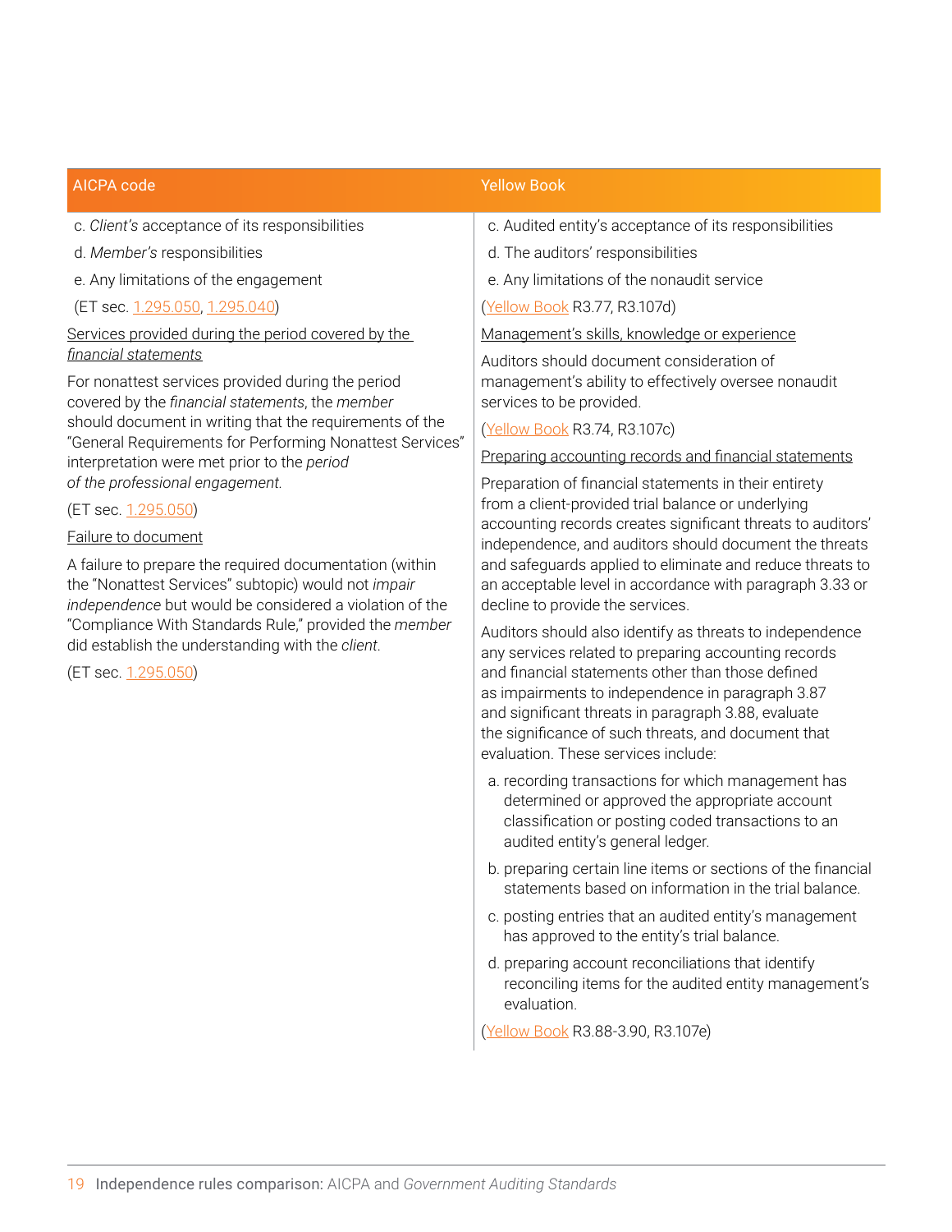| AICPA code | Yellow Book |
|---|---|
| c. *Client's* acceptance of its responsibilities<br>d. *Member's* responsibilities<br>e. Any limitations of the engagement<br>(ET sec. 1.295.050, 1.295.040)<br><br><u>Services provided during the period covered by the *financial statements*</u><br><br>For nonattest services provided during the period covered by the *financial statements*, the *member* should document in writing that the requirements of the "General Requirements for Performing Nonattest Services" interpretation were met prior to the *period of the professional engagement*.<br><br>(ET sec. 1.295.050)<br><br><u>Failure to document</u><br><br>A failure to prepare the required documentation (within the "Nonattest Services" subtopic) would not *impair independence* but would be considered a violation of the "Compliance With Standards Rule," provided the *member* did establish the understanding with the *client*.<br><br>(ET sec. 1.295.050) | c. Audited entity's acceptance of its responsibilities<br>d. The auditors' responsibilities<br>e. Any limitations of the nonaudit service<br>(Yellow Book R3.77, R3.107d)<br><br><u>Management's skills, knowledge or experience</u><br><br>Auditors should document consideration of management's ability to effectively oversee nonaudit services to be provided.<br><br>(Yellow Book R3.74, R3.107c)<br><br><u>Preparing accounting records and financial statements</u><br><br>Preparation of financial statements in their entirety from a client-provided trial balance or underlying accounting records creates significant threats to auditors' independence, and auditors should document the threats and safeguards applied to eliminate and reduce threats to an acceptable level in accordance with paragraph 3.33 or decline to provide the services.<br><br>Auditors should also identify as threats to independence any services related to preparing accounting records and financial statements other than those defined as impairments to independence in paragraph 3.87 and significant threats in paragraph 3.88, evaluate the significance of such threats, and document that evaluation. These services include:<br><br>a. recording transactions for which management has determined or approved the appropriate account classification or posting coded transactions to an audited entity's general ledger.<br>b. preparing certain line items or sections of the financial statements based on information in the trial balance.<br>c. posting entries that an audited entity's management has approved to the entity's trial balance.<br>d. preparing account reconciliations that identify reconciling items for the audited entity management's evaluation.<br><br>(Yellow Book R3.88-3.90, R3.107e) |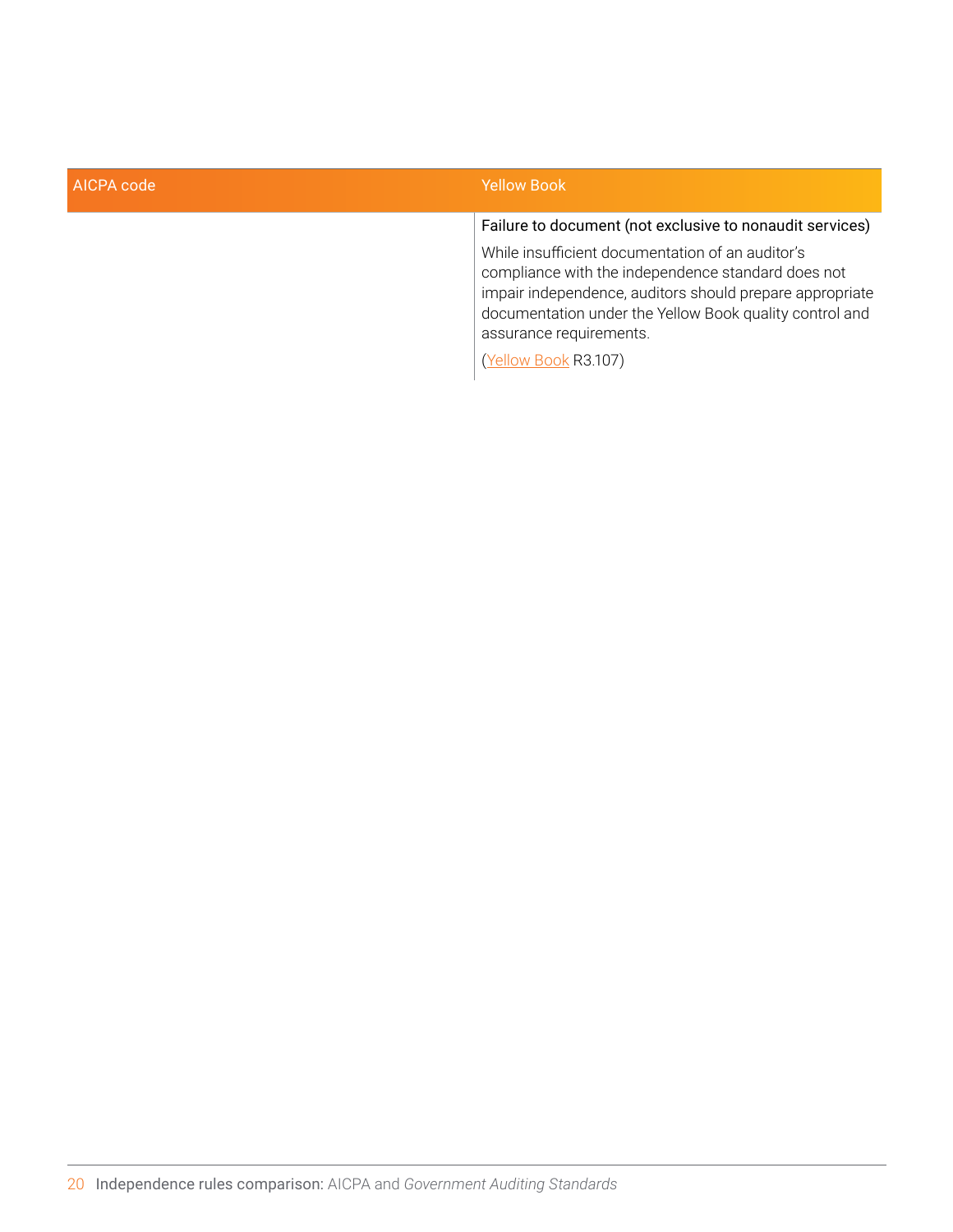| AICPA code | Yellow Book |
|---|---|
| | Failure to document (not exclusive to nonaudit services)<br><br>While insufficient documentation of an auditor's compliance with the independence standard does not impair independence, auditors should prepare appropriate documentation under the Yellow Book quality control and assurance requirements.<br><br>(Yellow Book R3.107) |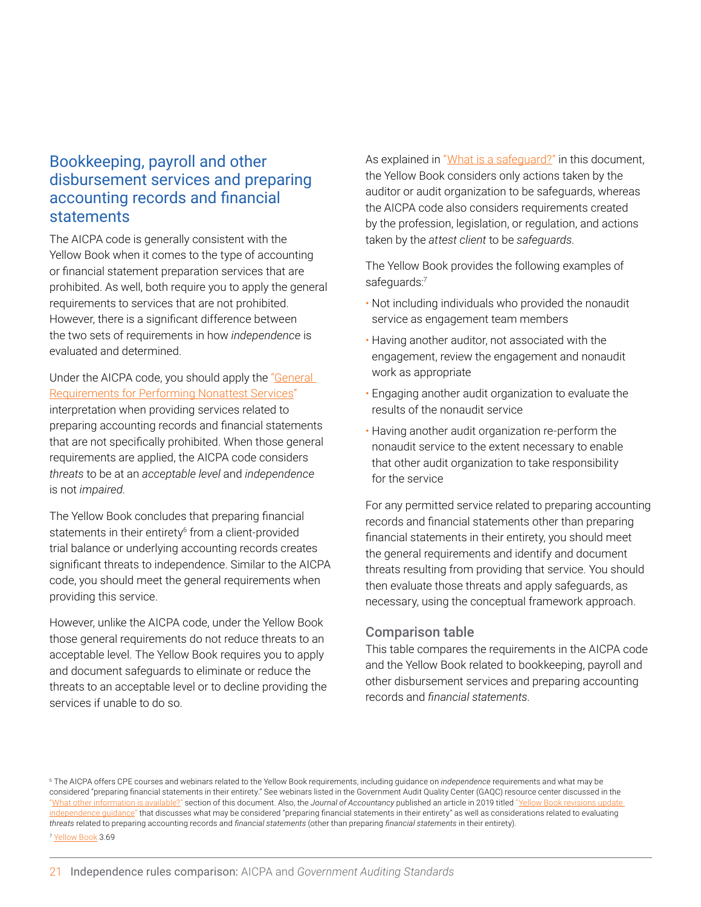## Bookkeeping, payroll and other disbursement services and preparing accounting records and financial statements

The AICPA code is generally consistent with the Yellow Book when it comes to the type of accounting or financial statement preparation services that are prohibited. As well, both require you to apply the general requirements to services that are not prohibited. However, there is a significant difference between the two sets of requirements in how *independence* is evaluated and determined.

Under the AICPA code, you should apply the "General Requirements for Performing Nonattest Services" interpretation when providing services related to preparing accounting records and financial statements that are not specifically prohibited. When those general requirements are applied, the AICPA code considers *threats* to be at an *acceptable level* and *independence* is not *impaired*.

The Yellow Book concludes that preparing financial statements in their entirety[6] from a client-provided trial balance or underlying accounting records creates significant threats to independence. Similar to the AICPA code, you should meet the general requirements when providing this service.

However, unlike the AICPA code, under the Yellow Book those general requirements do not reduce threats to an acceptable level. The Yellow Book requires you to apply and document safeguards to eliminate or reduce the threats to an acceptable level or to decline providing the services if unable to do so.

As explained in "What is a safeguard?" in this document, the Yellow Book considers only actions taken by the auditor or audit organization to be safeguards, whereas the AICPA code also considers requirements created by the profession, legislation, or regulation, and actions taken by the *attest client* to be *safeguards*.

The Yellow Book provides the following examples of safeguards:[7]

- Not including individuals who provided the nonaudit service as engagement team members
- Having another auditor, not associated with the engagement, review the engagement and nonaudit work as appropriate
- Engaging another audit organization to evaluate the results of the nonaudit service
- Having another audit organization re-perform the nonaudit service to the extent necessary to enable that other audit organization to take responsibility for the service

For any permitted service related to preparing accounting records and financial statements other than preparing financial statements in their entirety, you should meet the general requirements and identify and document threats resulting from providing that service. You should then evaluate those threats and apply safeguards, as necessary, using the conceptual framework approach.

### Comparison table

This table compares the requirements in the AICPA code and the Yellow Book related to bookkeeping, payroll and other disbursement services and preparing accounting records and *financial statements*.

[6] The AICPA offers CPE courses and webinars related to the Yellow Book requirements, including guidance on *independence* requirements and what may be considered "preparing financial statements in their entirety." See webinars listed in the Government Audit Quality Center (GAQC) resource center discussed in the "What other information is available?" section of this document. Also, the *Journal of Accountancy* published an article in 2019 titled "Yellow Book revisions update independence guidance" that discusses what may be considered "preparing financial statements in their entirety" as well as considerations related to evaluating *threats* related to preparing accounting records and *financial statements* (other than preparing *financial statements* in their entirety).

[7] Yellow Book 3.69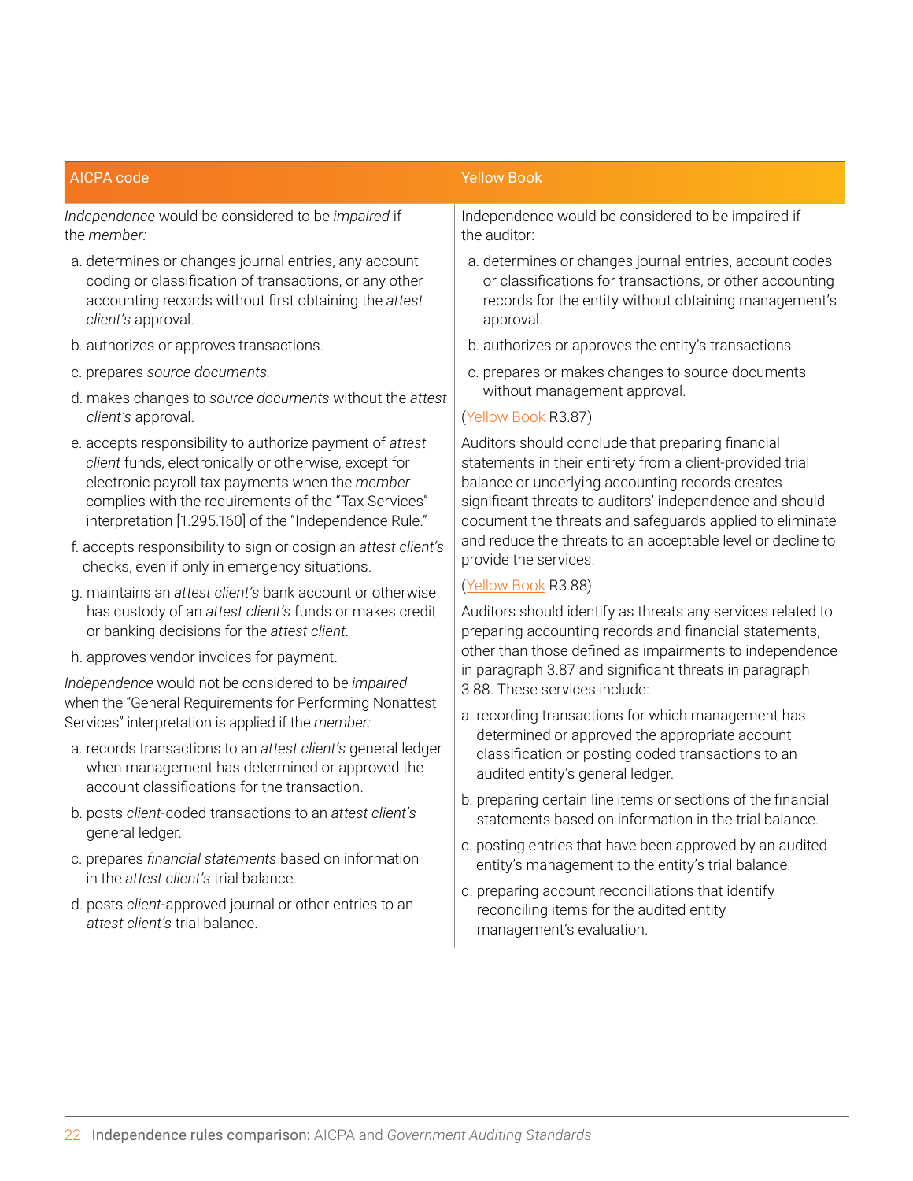| AICPA code | Yellow Book |
|---|---|
| *Independence* would be considered to be *impaired* if the *member:*<br><br>a. determines or changes journal entries, any account coding or classification of transactions, or any other accounting records without first obtaining the *attest client's* approval.<br><br>b. authorizes or approves transactions.<br><br>c. prepares *source documents*.<br><br>d. makes changes to *source documents* without the *attest client's* approval.<br><br>e. accepts responsibility to authorize payment of *attest client* funds, electronically or otherwise, except for electronic payroll tax payments when the *member* complies with the requirements of the "Tax Services" interpretation [1.295.160] of the "Independence Rule."<br><br>f. accepts responsibility to sign or cosign an *attest client's* checks, even if only in emergency situations.<br><br>g. maintains an *attest client's* bank account or otherwise has custody of an *attest client's* funds or makes credit or banking decisions for the *attest client*.<br><br>h. approves vendor invoices for payment.<br><br>*Independence* would not be considered to be *impaired* when the "General Requirements for Performing Nonattest Services" interpretation is applied if the *member:*<br><br>a. records transactions to an *attest client's* general ledger when management has determined or approved the account classifications for the transaction.<br><br>b. posts *client*-coded transactions to an *attest client's* general ledger.<br><br>c. prepares *financial statements* based on information in the *attest client's* trial balance.<br><br>d. posts *client*-approved journal or other entries to an *attest client's* trial balance. | Independence would be considered to be impaired if the auditor:<br><br>a. determines or changes journal entries, account codes or classifications for transactions, or other accounting records for the entity without obtaining management's approval.<br><br>b. authorizes or approves the entity's transactions.<br><br>c. prepares or makes changes to source documents without management approval.<br><br>(Yellow Book R3.87)<br><br>Auditors should conclude that preparing financial statements in their entirety from a client-provided trial balance or underlying accounting records creates significant threats to auditors' independence and should document the threats and safeguards applied to eliminate and reduce the threats to an acceptable level or decline to provide the services.<br><br>(Yellow Book R3.88)<br><br>Auditors should identify as threats any services related to preparing accounting records and financial statements, other than those defined as impairments to independence in paragraph 3.87 and significant threats in paragraph 3.88. These services include:<br><br>a. recording transactions for which management has determined or approved the appropriate account classification or posting coded transactions to an audited entity's general ledger.<br><br>b. preparing certain line items or sections of the financial statements based on information in the trial balance.<br><br>c. posting entries that have been approved by an audited entity's management to the entity's trial balance.<br><br>d. preparing account reconciliations that identify reconciling items for the audited entity management's evaluation. |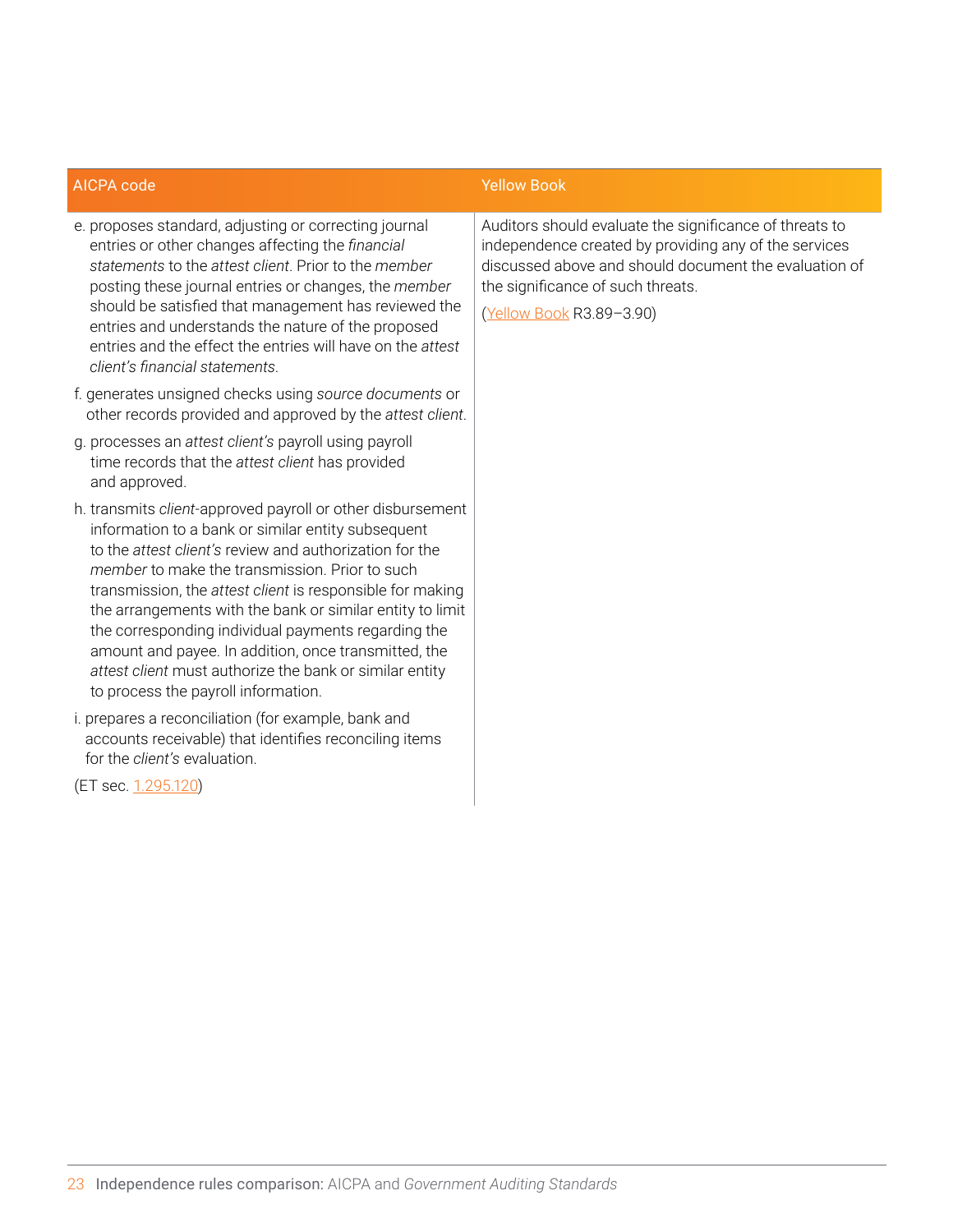| AICPA code | Yellow Book |
|---|---|
| e. proposes standard, adjusting or correcting journal entries or other changes affecting the *financial statements* to the *attest client*. Prior to the *member* posting these journal entries or changes, the *member* should be satisfied that management has reviewed the entries and understands the nature of the proposed entries and the effect the entries will have on the *attest client's financial statements*.<br><br>f. generates unsigned checks using *source documents* or other records provided and approved by the *attest client*.<br><br>g. processes an *attest client's* payroll using payroll time records that the *attest client* has provided and approved.<br><br>h. transmits *client*-approved payroll or other disbursement information to a bank or similar entity subsequent to the *attest client's* review and authorization for the *member* to make the transmission. Prior to such transmission, the *attest client* is responsible for making the arrangements with the bank or similar entity to limit the corresponding individual payments regarding the amount and payee. In addition, once transmitted, the *attest client* must authorize the bank or similar entity to process the payroll information.<br><br>i. prepares a reconciliation (for example, bank and accounts receivable) that identifies reconciling items for the *client's* evaluation.<br><br>(ET sec. 1.295.120) | Auditors should evaluate the significance of threats to independence created by providing any of the services discussed above and should document the evaluation of the significance of such threats.<br><br>(Yellow Book R3.89–3.90) |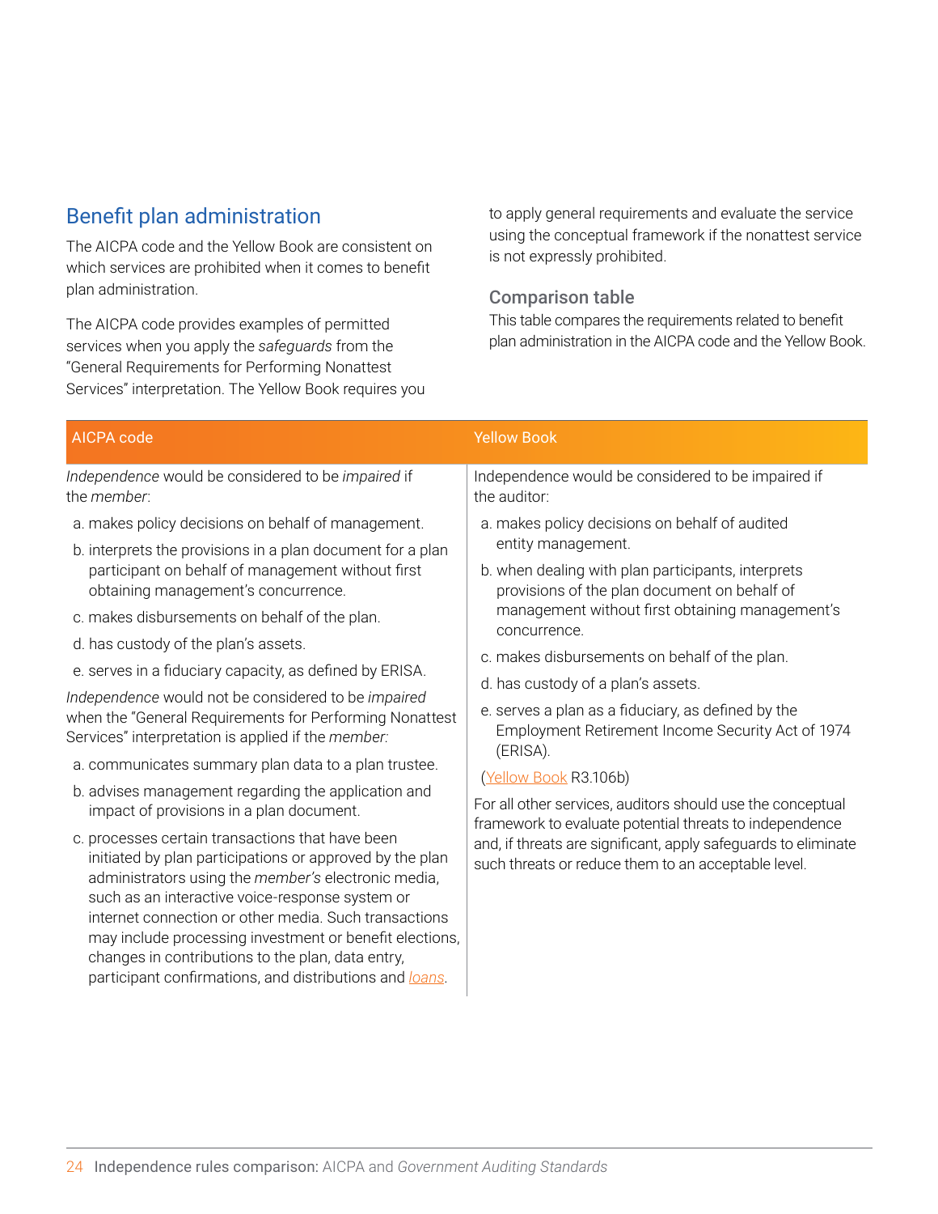## Benefit plan administration

The AICPA code and the Yellow Book are consistent on which services are prohibited when it comes to benefit plan administration.

The AICPA code provides examples of permitted services when you apply the *safeguards* from the "General Requirements for Performing Nonattest Services" interpretation. The Yellow Book requires you to apply general requirements and evaluate the service using the conceptual framework if the nonattest service is not expressly prohibited.

### Comparison table

This table compares the requirements related to benefit plan administration in the AICPA code and the Yellow Book.

| AICPA code | Yellow Book |
|---|---|
| *Independence* would be considered to be *impaired* if the *member*:<br><br>a. makes policy decisions on behalf of management.<br>b. interprets the provisions in a plan document for a plan participant on behalf of management without first obtaining management's concurrence.<br>c. makes disbursements on behalf of the plan.<br>d. has custody of the plan's assets.<br>e. serves in a fiduciary capacity, as defined by ERISA.<br><br>*Independence* would not be considered to be *impaired* when the "General Requirements for Performing Nonattest Services" interpretation is applied if the *member:*<br><br>a. communicates summary plan data to a plan trustee.<br>b. advises management regarding the application and impact of provisions in a plan document.<br>c. processes certain transactions that have been initiated by plan participations or approved by the plan administrators using the *member's* electronic media, such as an interactive voice-response system or internet connection or other media. Such transactions may include processing investment or benefit elections, changes in contributions to the plan, data entry, participant confirmations, and distributions and *loans*. | Independence would be considered to be impaired if the auditor:<br><br>a. makes policy decisions on behalf of audited entity management.<br>b. when dealing with plan participants, interprets provisions of the plan document on behalf of management without first obtaining management's concurrence.<br>c. makes disbursements on behalf of the plan.<br>d. has custody of a plan's assets.<br>e. serves a plan as a fiduciary, as defined by the Employment Retirement Income Security Act of 1974 (ERISA).<br><br>(Yellow Book R3.106b)<br><br>For all other services, auditors should use the conceptual framework to evaluate potential threats to independence and, if threats are significant, apply safeguards to eliminate such threats or reduce them to an acceptable level. |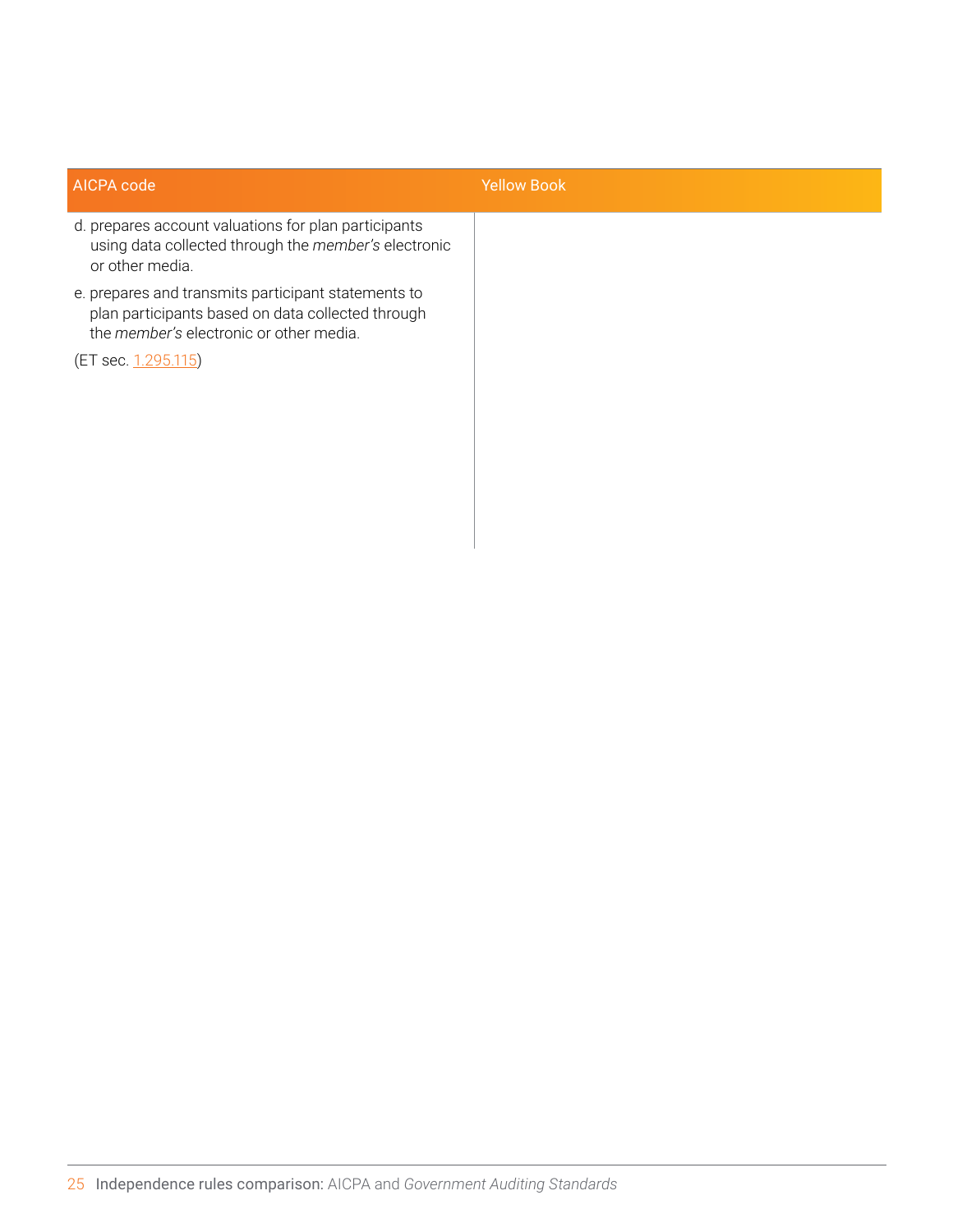| AICPA code | Yellow Book |
| --- | --- |
| d. prepares account valuations for plan participants using data collected through the *member's* electronic or other media.<br><br>e. prepares and transmits participant statements to plan participants based on data collected through the *member's* electronic or other media.<br><br>(ET sec. 1.295.115) | |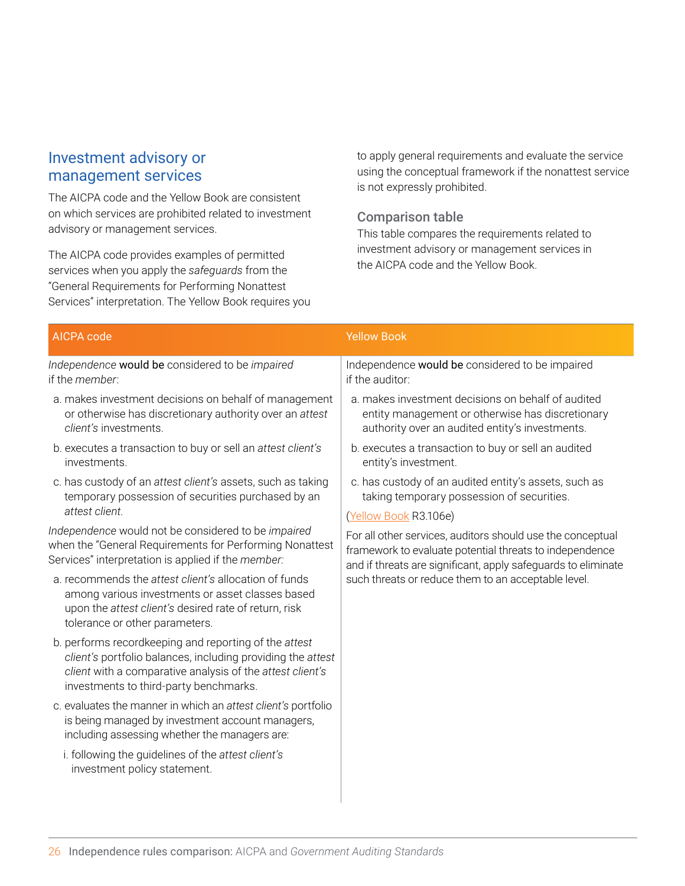## Investment advisory or management services

The AICPA code and the Yellow Book are consistent on which services are prohibited related to investment advisory or management services.

The AICPA code provides examples of permitted services when you apply the *safeguards* from the "General Requirements for Performing Nonattest Services" interpretation. The Yellow Book requires you to apply general requirements and evaluate the service using the conceptual framework if the nonattest service is not expressly prohibited.

### Comparison table

This table compares the requirements related to investment advisory or management services in the AICPA code and the Yellow Book.

| AICPA code | Yellow Book |
|---|---|
| *Independence* **would be** considered to be *impaired* if the *member*:<br><br>a. makes investment decisions on behalf of management or otherwise has discretionary authority over an *attest client's* investments.<br><br>b. executes a transaction to buy or sell an *attest client's* investments.<br><br>c. has custody of an *attest client's* assets, such as taking temporary possession of securities purchased by an *attest client*.<br><br>*Independence* would not be considered to be *impaired* when the "General Requirements for Performing Nonattest Services" interpretation is applied if the *member:*<br><br>a. recommends the *attest client's* allocation of funds among various investments or asset classes based upon the *attest client's* desired rate of return, risk tolerance or other parameters.<br><br>b. performs recordkeeping and reporting of the *attest client's* portfolio balances, including providing the *attest client* with a comparative analysis of the *attest client's* investments to third-party benchmarks.<br><br>c. evaluates the manner in which an *attest client's* portfolio is being managed by investment account managers, including assessing whether the managers are:<br><br>i. following the guidelines of the *attest client's* investment policy statement. | Independence **would be** considered to be impaired if the auditor:<br><br>a. makes investment decisions on behalf of audited entity management or otherwise has discretionary authority over an audited entity's investments.<br><br>b. executes a transaction to buy or sell an audited entity's investment.<br><br>c. has custody of an audited entity's assets, such as taking temporary possession of securities.<br><br>(Yellow Book R3.106e)<br><br>For all other services, auditors should use the conceptual framework to evaluate potential threats to independence and if threats are significant, apply safeguards to eliminate such threats or reduce them to an acceptable level. |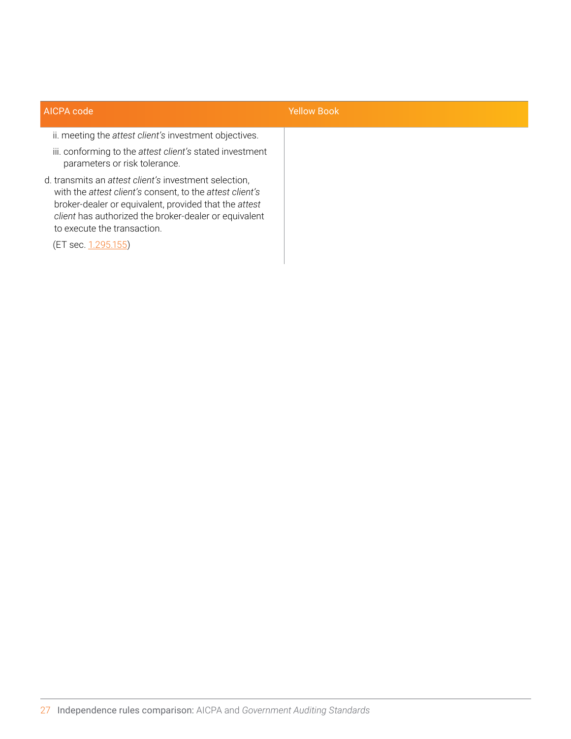| AICPA code | Yellow Book |
|---|---|
| ii. meeting the *attest client's* investment objectives.<br><br>iii. conforming to the *attest client's* stated investment parameters or risk tolerance.<br><br>d. transmits an *attest client's* investment selection, with the *attest client's* consent, to the *attest client's* broker-dealer or equivalent, provided that the *attest client* has authorized the broker-dealer or equivalent to execute the transaction.<br><br>(ET sec. 1.295.155) | |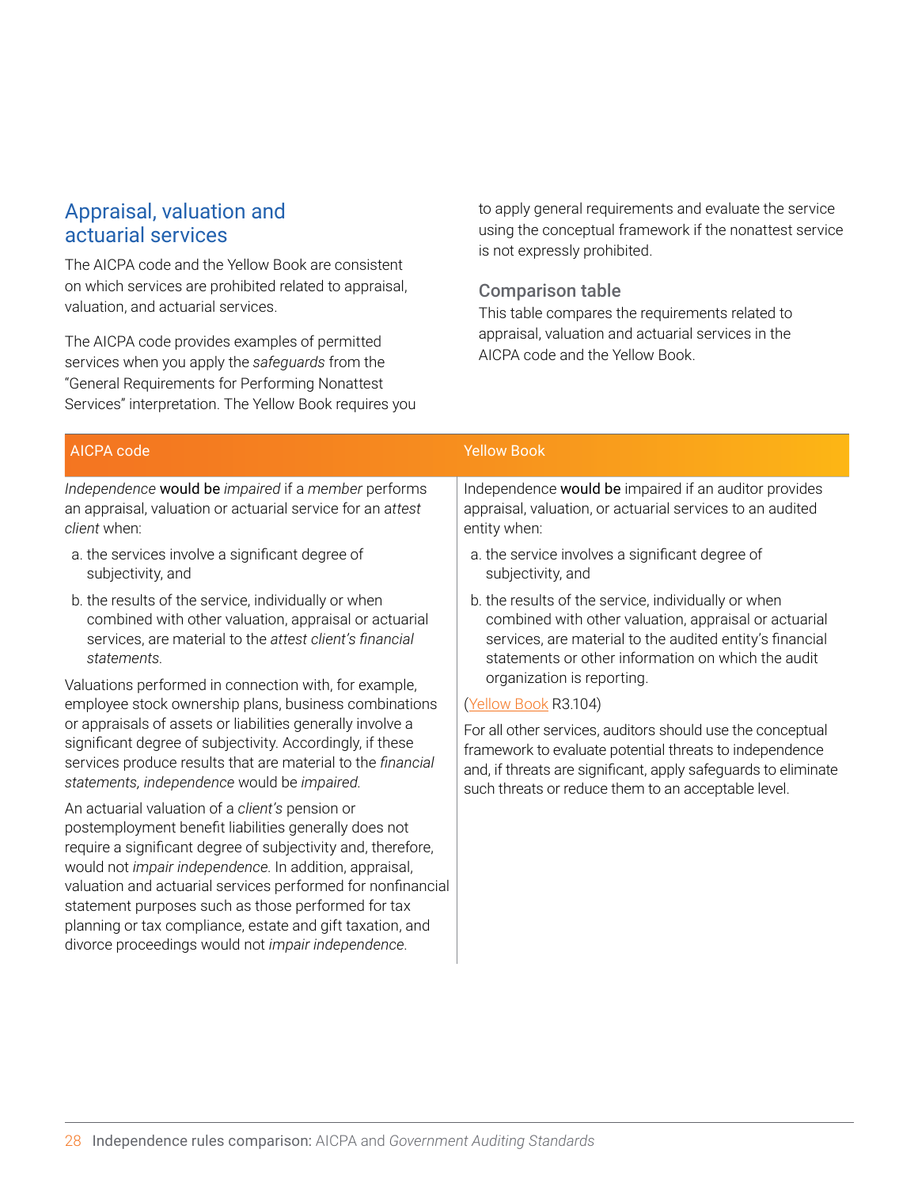## Appraisal, valuation and actuarial services

The AICPA code and the Yellow Book are consistent on which services are prohibited related to appraisal, valuation, and actuarial services.

The AICPA code provides examples of permitted services when you apply the *safeguards* from the "General Requirements for Performing Nonattest Services" interpretation. The Yellow Book requires you to apply general requirements and evaluate the service using the conceptual framework if the nonattest service is not expressly prohibited.

### Comparison table

This table compares the requirements related to appraisal, valuation and actuarial services in the AICPA code and the Yellow Book.

| AICPA code | Yellow Book |
|---|---|
| *Independence* **would be** *impaired* if a *member* performs an appraisal, valuation or actuarial service for an *attest client* when:<br><br>a. the services involve a significant degree of subjectivity, and<br><br>b. the results of the service, individually or when combined with other valuation, appraisal or actuarial services, are material to the *attest client's financial statements*.<br><br>Valuations performed in connection with, for example, employee stock ownership plans, business combinations or appraisals of assets or liabilities generally involve a significant degree of subjectivity. Accordingly, if these services produce results that are material to the *financial statements, independence* would be *impaired*.<br><br>An actuarial valuation of a *client's* pension or postemployment benefit liabilities generally does not require a significant degree of subjectivity and, therefore, would not *impair independence*. In addition, appraisal, valuation and actuarial services performed for nonfinancial statement purposes such as those performed for tax planning or tax compliance, estate and gift taxation, and divorce proceedings would not *impair independence*. | Independence **would be** impaired if an auditor provides appraisal, valuation, or actuarial services to an audited entity when:<br><br>a. the service involves a significant degree of subjectivity, and<br><br>b. the results of the service, individually or when combined with other valuation, appraisal or actuarial services, are material to the audited entity's financial statements or other information on which the audit organization is reporting.<br><br>(Yellow Book R3.104)<br><br>For all other services, auditors should use the conceptual framework to evaluate potential threats to independence and, if threats are significant, apply safeguards to eliminate such threats or reduce them to an acceptable level. |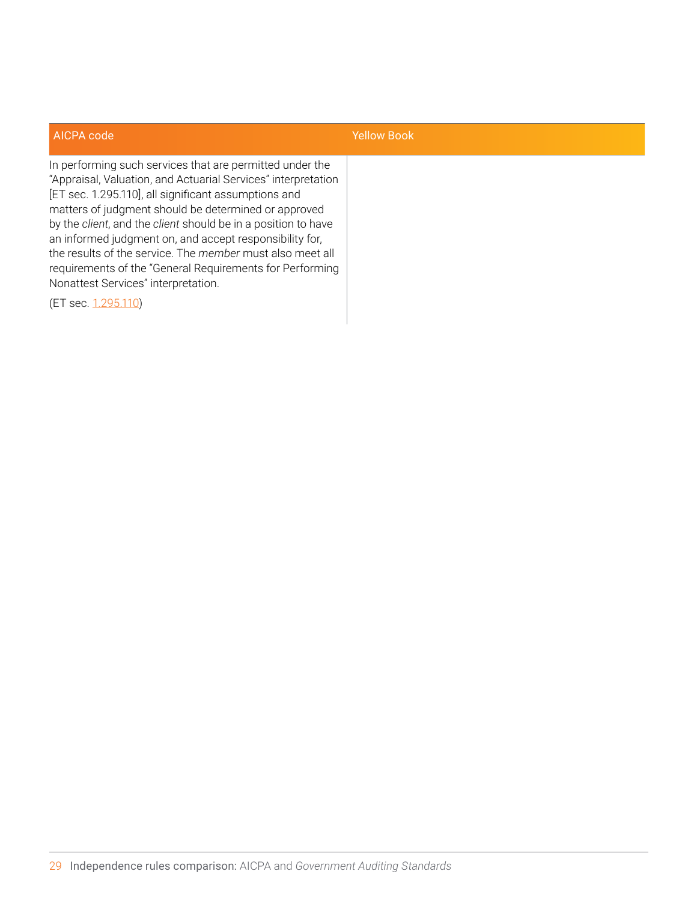| AICPA code | Yellow Book |
|---|---|
| In performing such services that are permitted under the "Appraisal, Valuation, and Actuarial Services" interpretation [ET sec. 1.295.110], all significant assumptions and matters of judgment should be determined or approved by the *client*, and the *client* should be in a position to have an informed judgment on, and accept responsibility for, the results of the service. The *member* must also meet all requirements of the "General Requirements for Performing Nonattest Services" interpretation.<br><br>(ET sec. 1.295.110) | |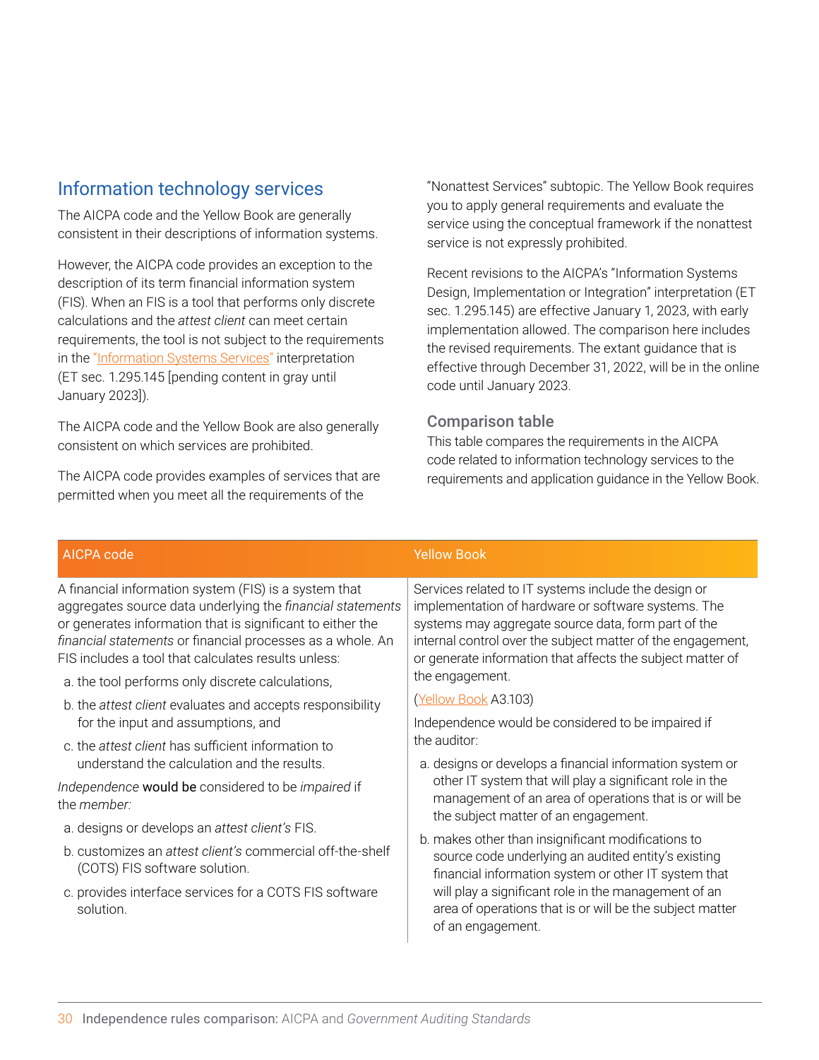## Information technology services

The AICPA code and the Yellow Book are generally consistent in their descriptions of information systems.

However, the AICPA code provides an exception to the description of its term financial information system (FIS). When an FIS is a tool that performs only discrete calculations and the *attest client* can meet certain requirements, the tool is not subject to the requirements in the "Information Systems Services" interpretation (ET sec. 1.295.145 [pending content in gray until January 2023]).

The AICPA code and the Yellow Book are also generally consistent on which services are prohibited.

The AICPA code provides examples of services that are permitted when you meet all the requirements of the "Nonattest Services" subtopic. The Yellow Book requires you to apply general requirements and evaluate the service using the conceptual framework if the nonattest service is not expressly prohibited.

Recent revisions to the AICPA's "Information Systems Design, Implementation or Integration" interpretation (ET sec. 1.295.145) are effective January 1, 2023, with early implementation allowed. The comparison here includes the revised requirements. The extant guidance that is effective through December 31, 2022, will be in the online code until January 2023.

### Comparison table

This table compares the requirements in the AICPA code related to information technology services to the requirements and application guidance in the Yellow Book.

| AICPA code | Yellow Book |
|---|---|
| A financial information system (FIS) is a system that aggregates source data underlying the *financial statements* or generates information that is significant to either the *financial statements* or financial processes as a whole. An FIS includes a tool that calculates results unless:<br>a. the tool performs only discrete calculations,<br>b. the *attest client* evaluates and accepts responsibility for the input and assumptions, and<br>c. the *attest client* has sufficient information to understand the calculation and the results.<br>*Independence* **would be** considered to be *impaired* if the *member:*<br>a. designs or develops an *attest client's* FIS.<br>b. customizes an *attest client's* commercial off-the-shelf (COTS) FIS software solution.<br>c. provides interface services for a COTS FIS software solution. | Services related to IT systems include the design or implementation of hardware or software systems. The systems may aggregate source data, form part of the internal control over the subject matter of the engagement, or generate information that affects the subject matter of the engagement.<br>(Yellow Book A3.103)<br>Independence would be considered to be impaired if the auditor:<br>a. designs or develops a financial information system or other IT system that will play a significant role in the management of an area of operations that is or will be the subject matter of an engagement.<br>b. makes other than insignificant modifications to source code underlying an audited entity's existing financial information system or other IT system that will play a significant role in the management of an area of operations that is or will be the subject matter of an engagement. |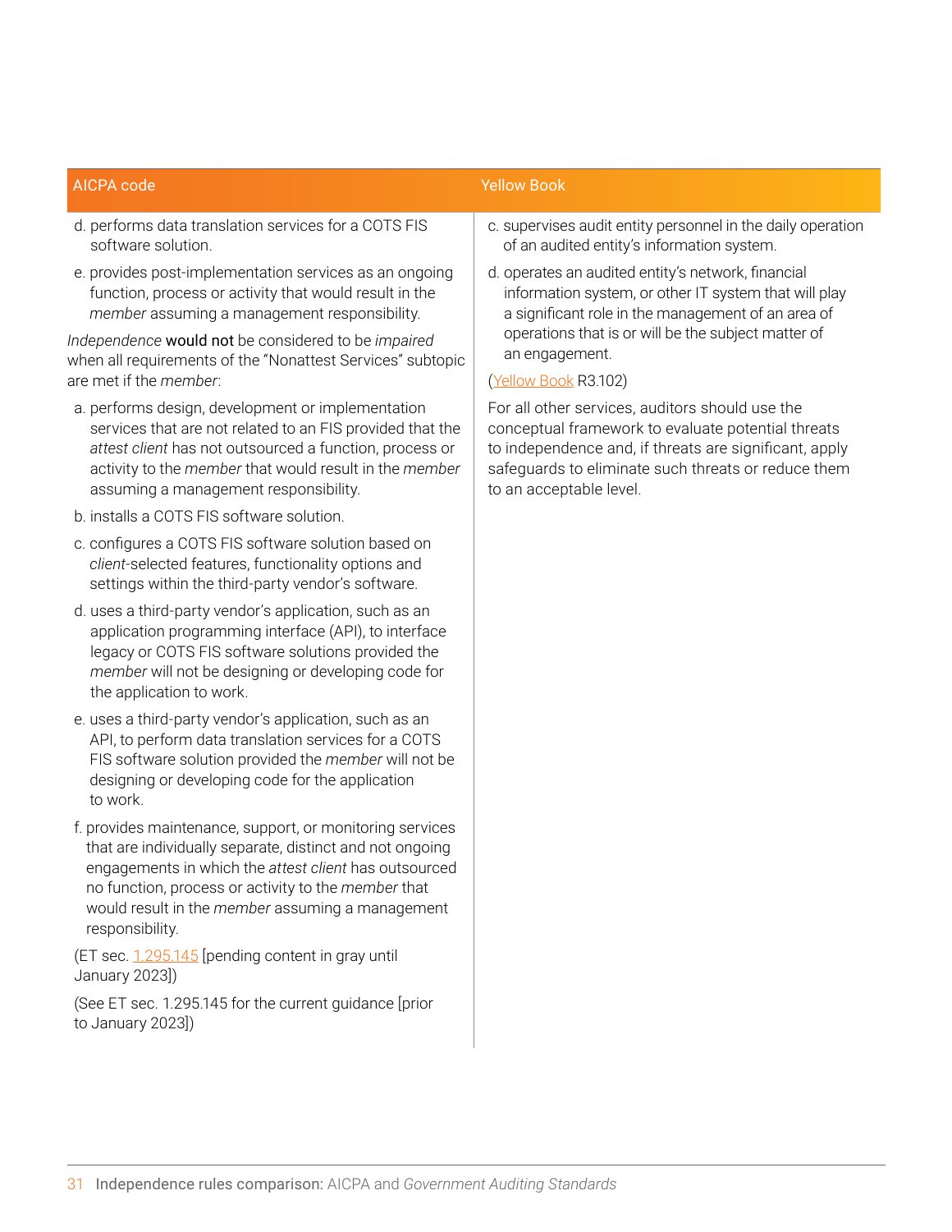| AICPA code | Yellow Book |
|---|---|
| d. performs data translation services for a COTS FIS software solution.<br><br>e. provides post-implementation services as an ongoing function, process or activity that would result in the *member* assuming a management responsibility.<br><br>*Independence* **would not** be considered to be *impaired* when all requirements of the "Nonattest Services" subtopic are met if the *member*:<br><br>a. performs design, development or implementation services that are not related to an FIS provided that the *attest client* has not outsourced a function, process or activity to the *member* that would result in the *member* assuming a management responsibility.<br><br>b. installs a COTS FIS software solution.<br><br>c. configures a COTS FIS software solution based on *client*-selected features, functionality options and settings within the third-party vendor's software.<br><br>d. uses a third-party vendor's application, such as an application programming interface (API), to interface legacy or COTS FIS software solutions provided the *member* will not be designing or developing code for the application to work.<br><br>e. uses a third-party vendor's application, such as an API, to perform data translation services for a COTS FIS software solution provided the *member* will not be designing or developing code for the application to work.<br><br>f. provides maintenance, support, or monitoring services that are individually separate, distinct and not ongoing engagements in which the *attest client* has outsourced no function, process or activity to the *member* that would result in the *member* assuming a management responsibility.<br><br>(ET sec. 1.295.145 [pending content in gray until January 2023])<br><br>(See ET sec. 1.295.145 for the current guidance [prior to January 2023]) | c. supervises audit entity personnel in the daily operation of an audited entity's information system.<br><br>d. operates an audited entity's network, financial information system, or other IT system that will play a significant role in the management of an area of operations that is or will be the subject matter of an engagement.<br><br>(Yellow Book R3.102)<br><br>For all other services, auditors should use the conceptual framework to evaluate potential threats to independence and, if threats are significant, apply safeguards to eliminate such threats or reduce them to an acceptable level. |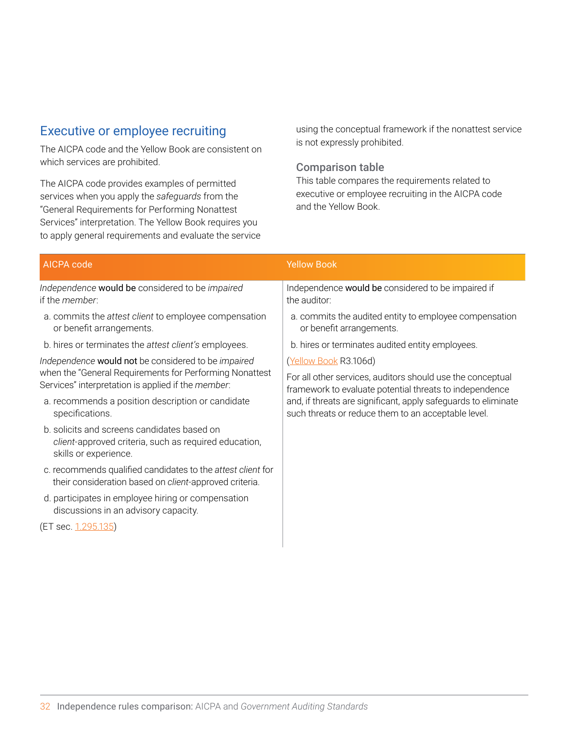## Executive or employee recruiting

The AICPA code and the Yellow Book are consistent on which services are prohibited.

The AICPA code provides examples of permitted services when you apply the *safeguards* from the "General Requirements for Performing Nonattest Services" interpretation. The Yellow Book requires you to apply general requirements and evaluate the service using the conceptual framework if the nonattest service is not expressly prohibited.

### Comparison table

This table compares the requirements related to executive or employee recruiting in the AICPA code and the Yellow Book.

| AICPA code | Yellow Book |
|---|---|
| *Independence* **would be** considered to be *impaired* if the *member*:<br>a. commits the *attest client* to employee compensation or benefit arrangements.<br>b. hires or terminates the *attest client's* employees.<br>*Independence* **would not** be considered to be *impaired* when the "General Requirements for Performing Nonattest Services" interpretation is applied if the *member*:<br>a. recommends a position description or candidate specifications.<br>b. solicits and screens candidates based on *client*-approved criteria, such as required education, skills or experience.<br>c. recommends qualified candidates to the *attest client* for their consideration based on *client*-approved criteria.<br>d. participates in employee hiring or compensation discussions in an advisory capacity.<br>(ET sec. 1.295.135) | Independence **would be** considered to be impaired if the auditor:<br>a. commits the audited entity to employee compensation or benefit arrangements.<br>b. hires or terminates audited entity employees.<br>(Yellow Book R3.106d)<br>For all other services, auditors should use the conceptual framework to evaluate potential threats to independence and, if threats are significant, apply safeguards to eliminate such threats or reduce them to an acceptable level. |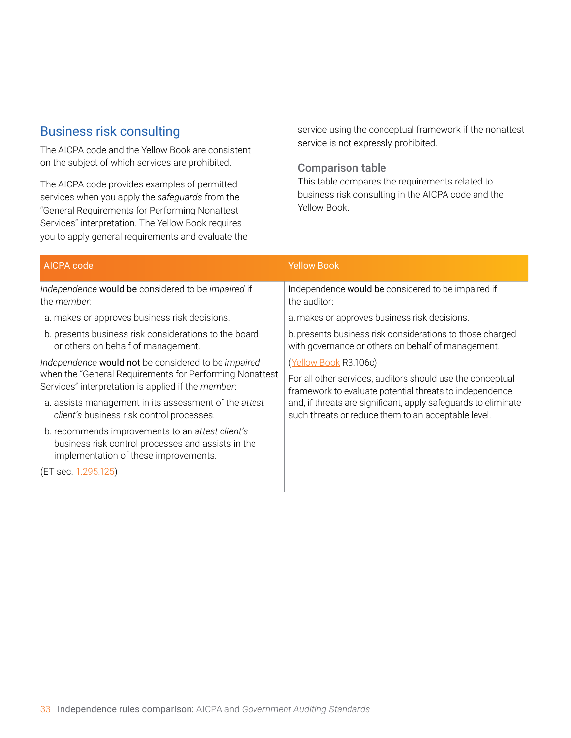## Business risk consulting

The AICPA code and the Yellow Book are consistent on the subject of which services are prohibited.

The AICPA code provides examples of permitted services when you apply the *safeguards* from the "General Requirements for Performing Nonattest Services" interpretation. The Yellow Book requires you to apply general requirements and evaluate the service using the conceptual framework if the nonattest service is not expressly prohibited.

### Comparison table

This table compares the requirements related to business risk consulting in the AICPA code and the Yellow Book.

| AICPA code | Yellow Book |
|---|---|
| *Independence* **would be** considered to be *impaired* if the *member*:<br>a. makes or approves business risk decisions.<br>b. presents business risk considerations to the board or others on behalf of management.<br>*Independence* **would not** be considered to be *impaired* when the "General Requirements for Performing Nonattest Services" interpretation is applied if the *member*:<br>a. assists management in its assessment of the *attest client's* business risk control processes.<br>b. recommends improvements to an *attest client's* business risk control processes and assists in the implementation of these improvements.<br>(ET sec. 1.295.125) | Independence **would be** considered to be impaired if the auditor:<br>a. makes or approves business risk decisions.<br>b. presents business risk considerations to those charged with governance or others on behalf of management.<br>(Yellow Book R3.106c)<br>For all other services, auditors should use the conceptual framework to evaluate potential threats to independence and, if threats are significant, apply safeguards to eliminate such threats or reduce them to an acceptable level. |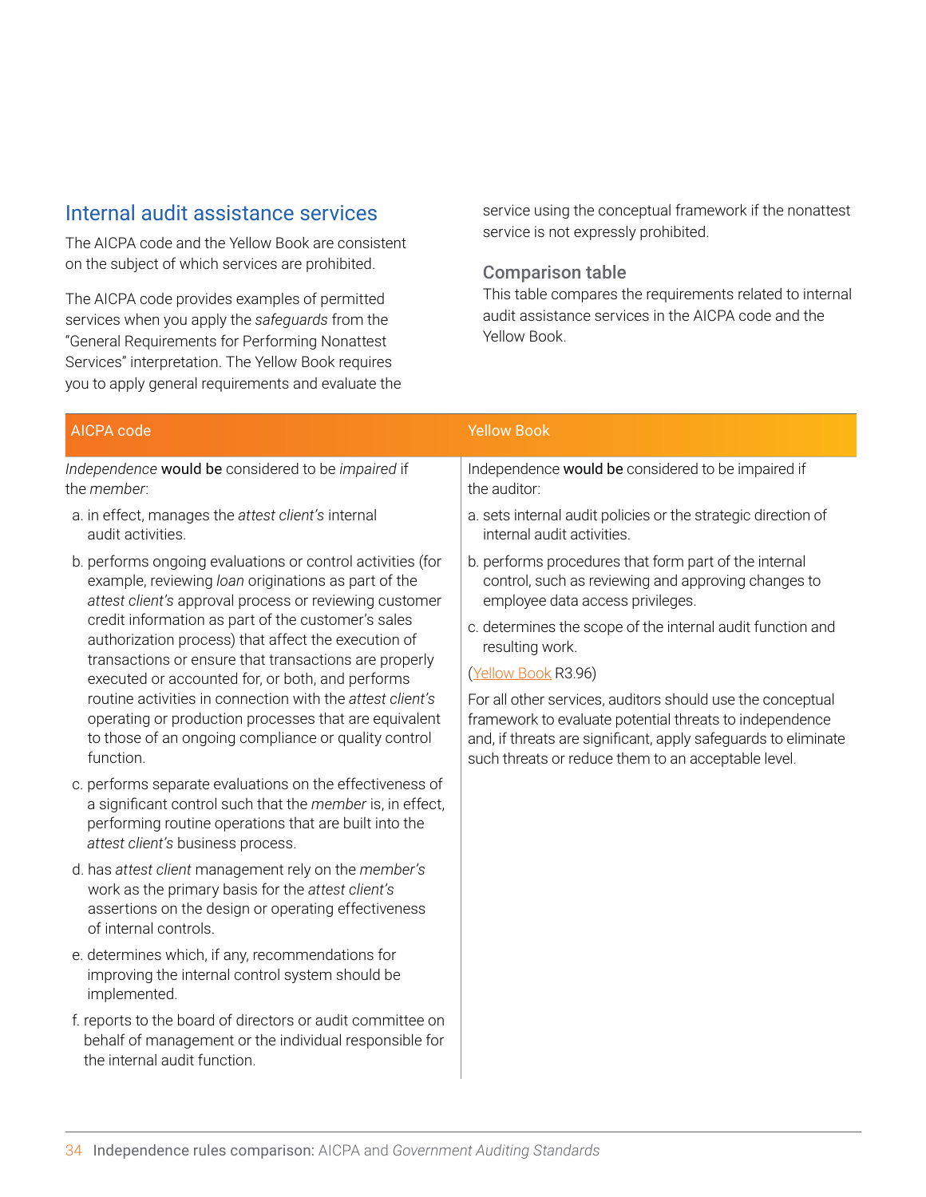## Internal audit assistance services

The AICPA code and the Yellow Book are consistent on the subject of which services are prohibited.

The AICPA code provides examples of permitted services when you apply the *safeguards* from the "General Requirements for Performing Nonattest Services" interpretation. The Yellow Book requires you to apply general requirements and evaluate the service using the conceptual framework if the nonattest service is not expressly prohibited.

### Comparison table

This table compares the requirements related to internal audit assistance services in the AICPA code and the Yellow Book.

| AICPA code | Yellow Book |
|---|---|
| *Independence* **would be** considered to be *impaired* if the *member*:<br><br>a. in effect, manages the *attest client's* internal audit activities.<br><br>b. performs ongoing evaluations or control activities (for example, reviewing *loan* originations as part of the *attest client's* approval process or reviewing customer credit information as part of the customer's sales authorization process) that affect the execution of transactions or ensure that transactions are properly executed or accounted for, or both, and performs routine activities in connection with the *attest client's* operating or production processes that are equivalent to those of an ongoing compliance or quality control function.<br><br>c. performs separate evaluations on the effectiveness of a significant control such that the *member* is, in effect, performing routine operations that are built into the *attest client's* business process.<br><br>d. has *attest client* management rely on the *member's* work as the primary basis for the *attest client's* assertions on the design or operating effectiveness of internal controls.<br><br>e. determines which, if any, recommendations for improving the internal control system should be implemented.<br><br>f. reports to the board of directors or audit committee on behalf of management or the individual responsible for the internal audit function. | Independence **would be** considered to be impaired if the auditor:<br><br>a. sets internal audit policies or the strategic direction of internal audit activities.<br><br>b. performs procedures that form part of the internal control, such as reviewing and approving changes to employee data access privileges.<br><br>c. determines the scope of the internal audit function and resulting work.<br><br>(Yellow Book R3.96)<br><br>For all other services, auditors should use the conceptual framework to evaluate potential threats to independence and, if threats are significant, apply safeguards to eliminate such threats or reduce them to an acceptable level. |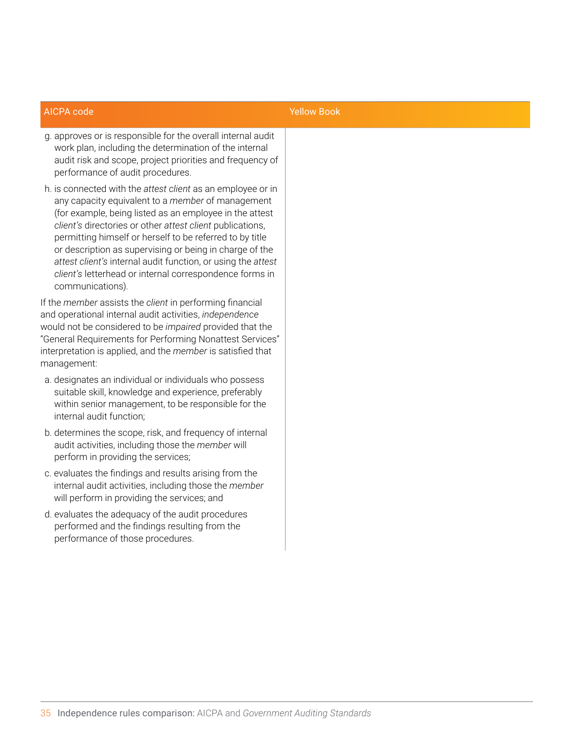| AICPA code | Yellow Book |
|---|---|
| g. approves or is responsible for the overall internal audit work plan, including the determination of the internal audit risk and scope, project priorities and frequency of performance of audit procedures.<br><br>h. is connected with the *attest client* as an employee or in any capacity equivalent to a *member* of management (for example, being listed as an employee in the attest *client's* directories or other *attest client* publications, permitting himself or herself to be referred to by title or description as supervising or being in charge of the *attest client's* internal audit function, or using the *attest client's* letterhead or internal correspondence forms in communications).<br><br>If the *member* assists the *client* in performing financial and operational internal audit activities, *independence* would not be considered to be *impaired* provided that the "General Requirements for Performing Nonattest Services" interpretation is applied, and the *member* is satisfied that management:<br><br>a. designates an individual or individuals who possess suitable skill, knowledge and experience, preferably within senior management, to be responsible for the internal audit function;<br><br>b. determines the scope, risk, and frequency of internal audit activities, including those the *member* will perform in providing the services;<br><br>c. evaluates the findings and results arising from the internal audit activities, including those the *member* will perform in providing the services; and<br><br>d. evaluates the adequacy of the audit procedures performed and the findings resulting from the performance of those procedures. | |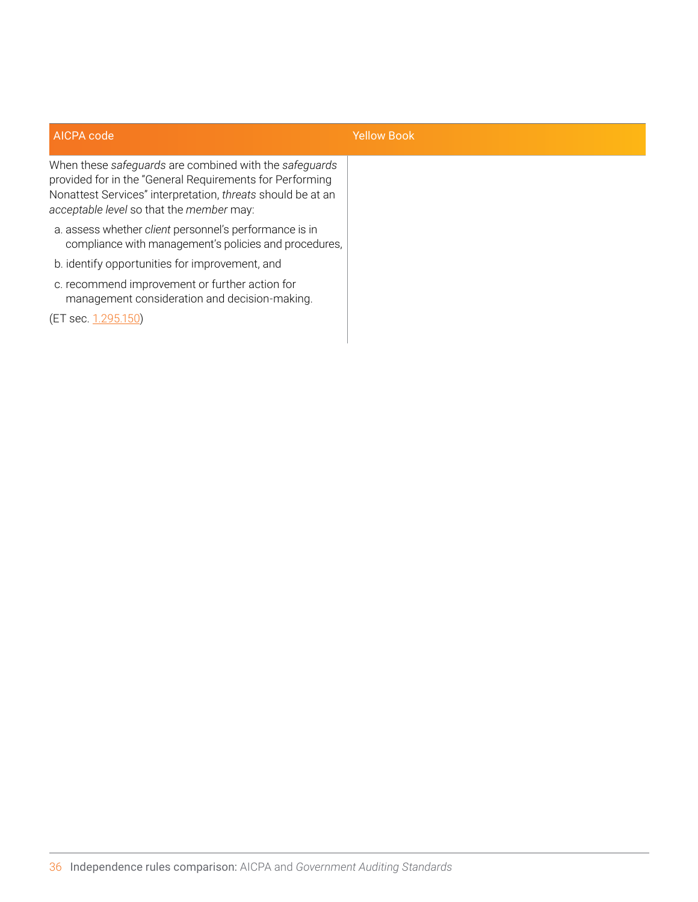| AICPA code | Yellow Book |
|---|---|
| When these *safeguards* are combined with the *safeguards* provided for in the "General Requirements for Performing Nonattest Services" interpretation, *threats* should be at an *acceptable level* so that the *member* may:<br><br>a. assess whether *client* personnel's performance is in compliance with management's policies and procedures,<br>b. identify opportunities for improvement, and<br>c. recommend improvement or further action for management consideration and decision-making.<br><br>(ET sec. 1.295.150) | |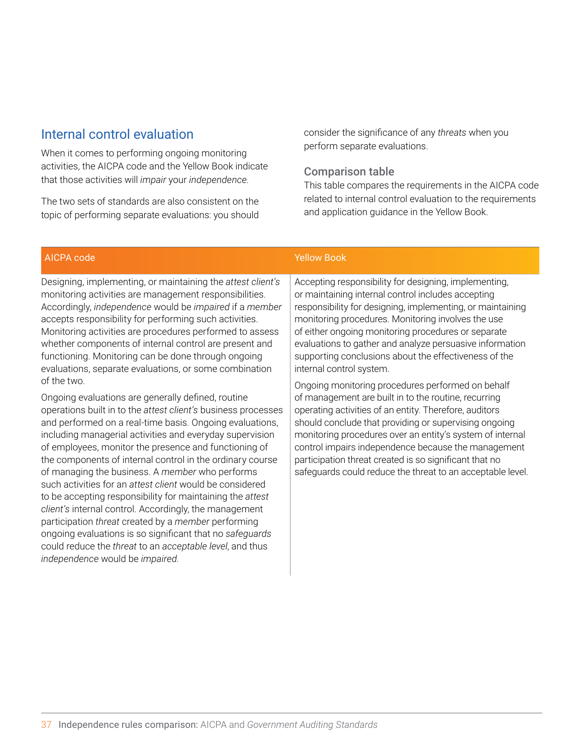## Internal control evaluation

When it comes to performing ongoing monitoring activities, the AICPA code and the Yellow Book indicate that those activities will *impair* your *independence*.

The two sets of standards are also consistent on the topic of performing separate evaluations: you should consider the significance of any *threats* when you perform separate evaluations.

### Comparison table

This table compares the requirements in the AICPA code related to internal control evaluation to the requirements and application guidance in the Yellow Book.

| AICPA code | Yellow Book |
|---|---|
| Designing, implementing, or maintaining the *attest client's* monitoring activities are management responsibilities. Accordingly, *independence* would be *impaired* if a *member* accepts responsibility for performing such activities. Monitoring activities are procedures performed to assess whether components of internal control are present and functioning. Monitoring can be done through ongoing evaluations, separate evaluations, or some combination of the two.<br><br>Ongoing evaluations are generally defined, routine operations built in to the *attest client's* business processes and performed on a real-time basis. Ongoing evaluations, including managerial activities and everyday supervision of employees, monitor the presence and functioning of the components of internal control in the ordinary course of managing the business. A *member* who performs such activities for an *attest client* would be considered to be accepting responsibility for maintaining the *attest client's* internal control. Accordingly, the management participation *threat* created by a *member* performing ongoing evaluations is so significant that no *safeguards* could reduce the *threat* to an *acceptable level*, and thus *independence* would be *impaired*. | Accepting responsibility for designing, implementing, or maintaining internal control includes accepting responsibility for designing, implementing, or maintaining monitoring procedures. Monitoring involves the use of either ongoing monitoring procedures or separate evaluations to gather and analyze persuasive information supporting conclusions about the effectiveness of the internal control system.<br><br>Ongoing monitoring procedures performed on behalf of management are built in to the routine, recurring operating activities of an entity. Therefore, auditors should conclude that providing or supervising ongoing monitoring procedures over an entity's system of internal control impairs independence because the management participation threat created is so significant that no safeguards could reduce the threat to an acceptable level. |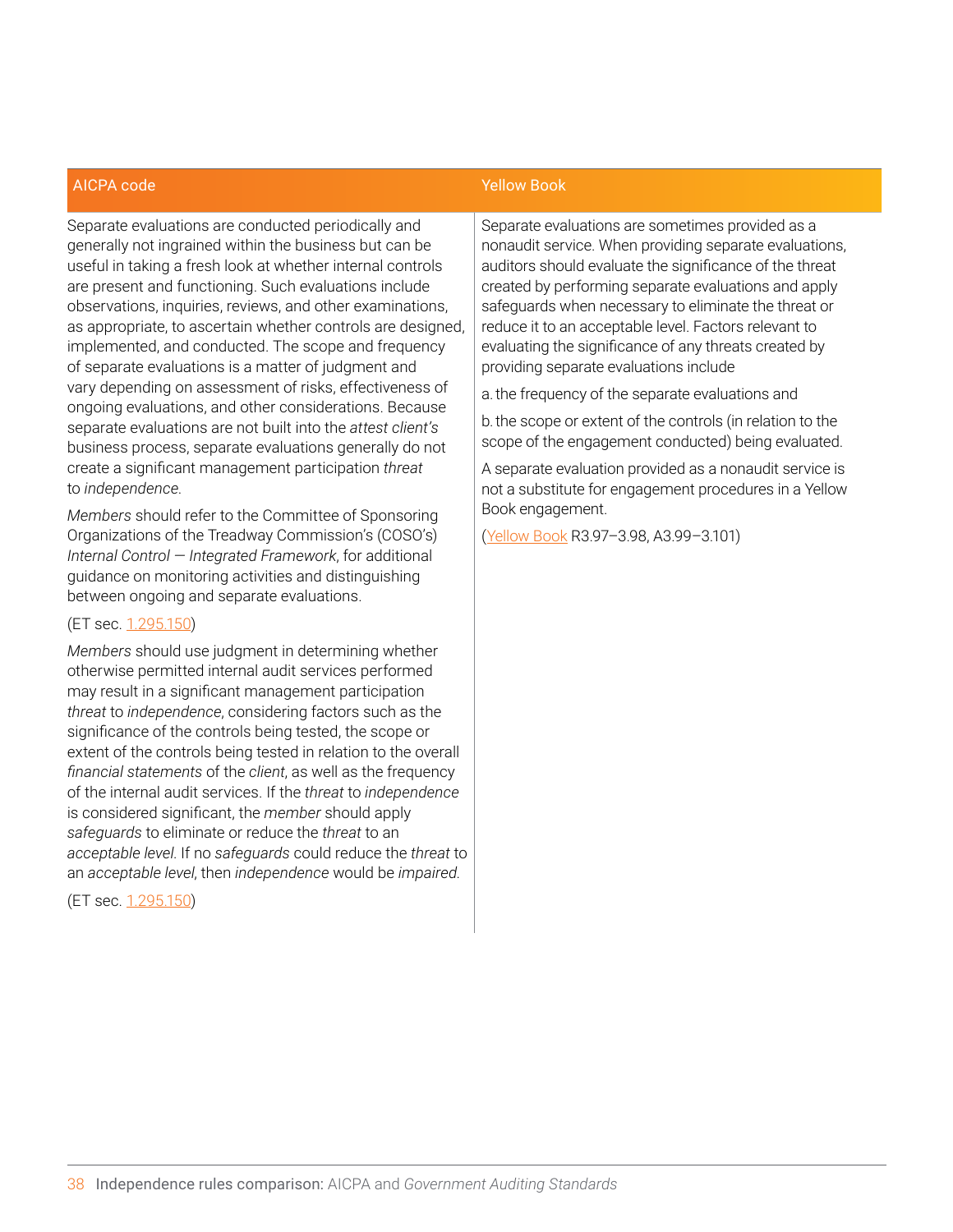| AICPA code | Yellow Book |
| --- | --- |
| Separate evaluations are conducted periodically and generally not ingrained within the business but can be useful in taking a fresh look at whether internal controls are present and functioning. Such evaluations include observations, inquiries, reviews, and other examinations, as appropriate, to ascertain whether controls are designed, implemented, and conducted. The scope and frequency of separate evaluations is a matter of judgment and vary depending on assessment of risks, effectiveness of ongoing evaluations, and other considerations. Because separate evaluations are not built into the *attest client's* business process, separate evaluations generally do not create a significant management participation *threat* to *independence.*<br><br>*Members* should refer to the Committee of Sponsoring Organizations of the Treadway Commission's (COSO's) *Internal Control — Integrated Framework*, for additional guidance on monitoring activities and distinguishing between ongoing and separate evaluations.<br><br>(ET sec. 1.295.150)<br><br>*Members* should use judgment in determining whether otherwise permitted internal audit services performed may result in a significant management participation *threat* to *independence*, considering factors such as the significance of the controls being tested, the scope or extent of the controls being tested in relation to the overall *financial statements* of the *client*, as well as the frequency of the internal audit services. If the *threat* to *independence* is considered significant, the *member* should apply *safeguards* to eliminate or reduce the *threat* to an *acceptable level.* If no *safeguards* could reduce the *threat* to an *acceptable level*, then *independence* would be *impaired.*<br><br>(ET sec. 1.295.150) | Separate evaluations are sometimes provided as a nonaudit service. When providing separate evaluations, auditors should evaluate the significance of the threat created by performing separate evaluations and apply safeguards when necessary to eliminate the threat or reduce it to an acceptable level. Factors relevant to evaluating the significance of any threats created by providing separate evaluations include<br><br>a. the frequency of the separate evaluations and<br><br>b. the scope or extent of the controls (in relation to the scope of the engagement conducted) being evaluated.<br><br>A separate evaluation provided as a nonaudit service is not a substitute for engagement procedures in a Yellow Book engagement.<br><br>(Yellow Book R3.97–3.98, A3.99–3.101) |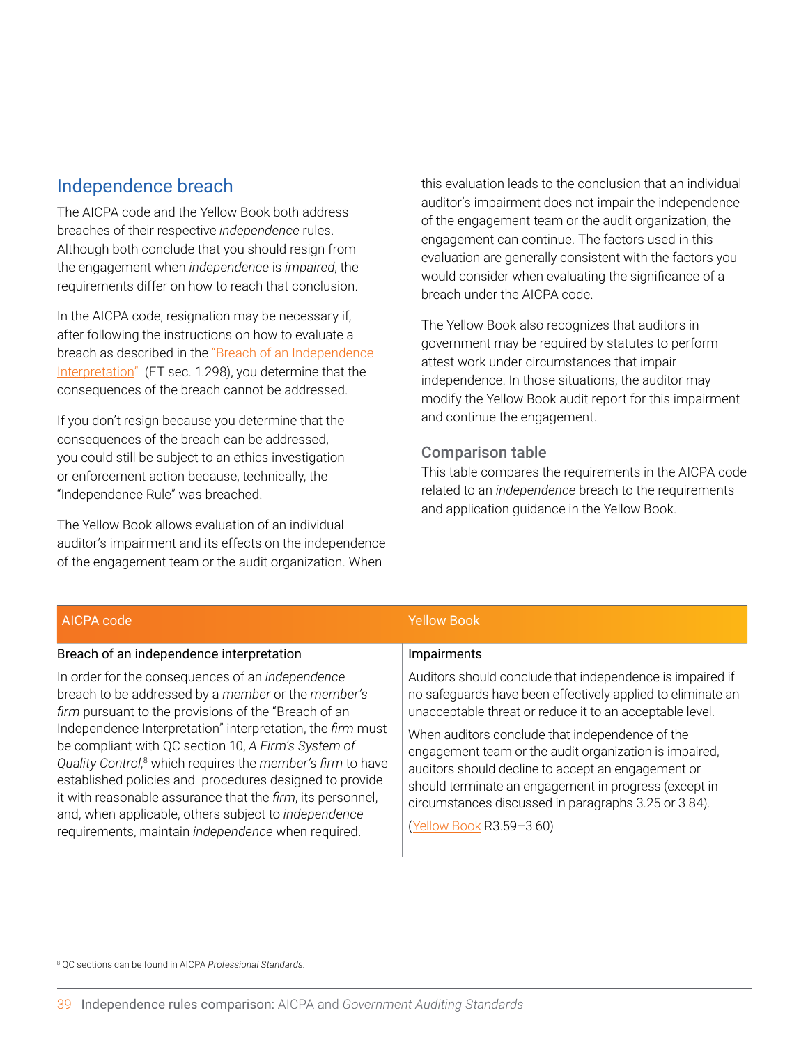## Independence breach

The AICPA code and the Yellow Book both address breaches of their respective *independence* rules. Although both conclude that you should resign from the engagement when *independence* is *impaired*, the requirements differ on how to reach that conclusion.

In the AICPA code, resignation may be necessary if, after following the instructions on how to evaluate a breach as described in the "Breach of an Independence Interpretation" (ET sec. 1.298), you determine that the consequences of the breach cannot be addressed.

If you don't resign because you determine that the consequences of the breach can be addressed, you could still be subject to an ethics investigation or enforcement action because, technically, the "Independence Rule" was breached.

The Yellow Book allows evaluation of an individual auditor's impairment and its effects on the independence of the engagement team or the audit organization. When this evaluation leads to the conclusion that an individual auditor's impairment does not impair the independence of the engagement team or the audit organization, the engagement can continue. The factors used in this evaluation are generally consistent with the factors you would consider when evaluating the significance of a breach under the AICPA code.

The Yellow Book also recognizes that auditors in government may be required by statutes to perform attest work under circumstances that impair independence. In those situations, the auditor may modify the Yellow Book audit report for this impairment and continue the engagement.

### Comparison table

This table compares the requirements in the AICPA code related to an *independence* breach to the requirements and application guidance in the Yellow Book.

| AICPA code | Yellow Book |
|---|---|
| Breach of an independence interpretation | Impairments |
| In order for the consequences of an *independence* breach to be addressed by a *member* or the *member's firm* pursuant to the provisions of the "Breach of an Independence Interpretation" interpretation, the *firm* must be compliant with QC section 10, *A Firm's System of Quality Control*,[8] which requires the *member's firm* to have established policies and procedures designed to provide it with reasonable assurance that the *firm*, its personnel, and, when applicable, others subject to *independence* requirements, maintain *independence* when required. | Auditors should conclude that independence is impaired if no safeguards have been effectively applied to eliminate an unacceptable threat or reduce it to an acceptable level.<br><br>When auditors conclude that independence of the engagement team or the audit organization is impaired, auditors should decline to accept an engagement or should terminate an engagement in progress (except in circumstances discussed in paragraphs 3.25 or 3.84).<br><br>(Yellow Book R3.59–3.60) |

[8] QC sections can be found in AICPA *Professional Standards*.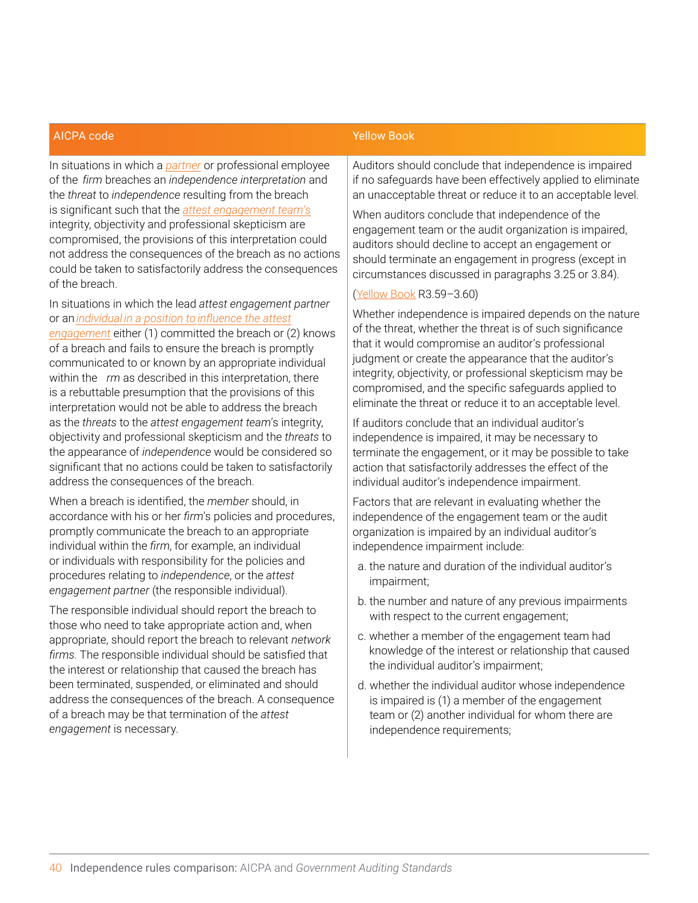| AICPA code | Yellow Book |
|---|---|
| In situations in which a *partner* or professional employee of the *firm* breaches an *independence interpretation* and the *threat* to *independence* resulting from the breach is significant such that the *attest engagement team's* integrity, objectivity and professional skepticism are compromised, the provisions of this interpretation could not address the consequences of the breach as no actions could be taken to satisfactorily address the consequences of the breach.<br><br>In situations in which the lead *attest engagement partner* or an *individual in a position to influence the attest engagement* either (1) committed the breach or (2) knows of a breach and fails to ensure the breach is promptly communicated to or known by an appropriate individual within the *firm* as described in this interpretation, there is a rebuttable presumption that the provisions of this interpretation would not be able to address the breach as the *threats* to the *attest engagement team*'s integrity, objectivity and professional skepticism and the *threats* to the appearance of *independence* would be considered so significant that no actions could be taken to satisfactorily address the consequences of the breach.<br><br>When a breach is identified, the *member* should, in accordance with his or her *firm*'s policies and procedures, promptly communicate the breach to an appropriate individual within the *firm*, for example, an individual or individuals with responsibility for the policies and procedures relating to *independence*, or the *attest engagement partner* (the responsible individual).<br><br>The responsible individual should report the breach to those who need to take appropriate action and, when appropriate, should report the breach to relevant *network firms*. The responsible individual should be satisfied that the interest or relationship that caused the breach has been terminated, suspended, or eliminated and should address the consequences of the breach. A consequence of a breach may be that termination of the *attest engagement* is necessary. | Auditors should conclude that independence is impaired if no safeguards have been effectively applied to eliminate an unacceptable threat or reduce it to an acceptable level.<br><br>When auditors conclude that independence of the engagement team or the audit organization is impaired, auditors should decline to accept an engagement or should terminate an engagement in progress (except in circumstances discussed in paragraphs 3.25 or 3.84).<br><br>(Yellow Book R3.59–3.60)<br><br>Whether independence is impaired depends on the nature of the threat, whether the threat is of such significance that it would compromise an auditor's professional judgment or create the appearance that the auditor's integrity, objectivity, or professional skepticism may be compromised, and the specific safeguards applied to eliminate the threat or reduce it to an acceptable level.<br><br>If auditors conclude that an individual auditor's independence is impaired, it may be necessary to terminate the engagement, or it may be possible to take action that satisfactorily addresses the effect of the individual auditor's independence impairment.<br><br>Factors that are relevant in evaluating whether the independence of the engagement team or the audit organization is impaired by an individual auditor's independence impairment include:<br><br>a. the nature and duration of the individual auditor's impairment;<br>b. the number and nature of any previous impairments with respect to the current engagement;<br>c. whether a member of the engagement team had knowledge of the interest or relationship that caused the individual auditor's impairment;<br>d. whether the individual auditor whose independence is impaired is (1) a member of the engagement team or (2) another individual for whom there are independence requirements; |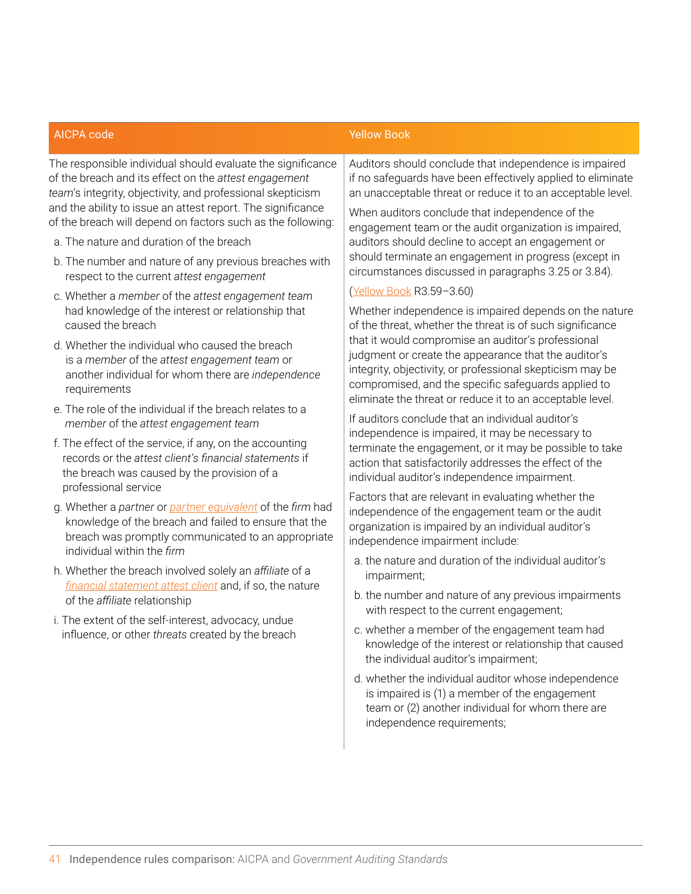| AICPA code | Yellow Book |
|---|---|
| The responsible individual should evaluate the significance of the breach and its effect on the *attest engagement team*'s integrity, objectivity, and professional skepticism and the ability to issue an attest report. The significance of the breach will depend on factors such as the following:<br><br>a. The nature and duration of the breach<br><br>b. The number and nature of any previous breaches with respect to the current *attest engagement*<br><br>c. Whether a *member* of the *attest engagement team* had knowledge of the interest or relationship that caused the breach<br><br>d. Whether the individual who caused the breach is a *member* of the *attest engagement team* or another individual for whom there are *independence* requirements<br><br>e. The role of the individual if the breach relates to a *member* of the *attest engagement team*<br><br>f. The effect of the service, if any, on the accounting records or the *attest client's financial statements* if the breach was caused by the provision of a professional service<br><br>g. Whether a *partner* or *partner equivalent* of the *firm* had knowledge of the breach and failed to ensure that the breach was promptly communicated to an appropriate individual within the *firm*<br><br>h. Whether the breach involved solely an *affiliate* of a *financial statement attest client* and, if so, the nature of the *affiliate* relationship<br><br>i. The extent of the self-interest, advocacy, undue influence, or other *threats* created by the breach | Auditors should conclude that independence is impaired if no safeguards have been effectively applied to eliminate an unacceptable threat or reduce it to an acceptable level.<br><br>When auditors conclude that independence of the engagement team or the audit organization is impaired, auditors should decline to accept an engagement or should terminate an engagement in progress (except in circumstances discussed in paragraphs 3.25 or 3.84).<br><br>(Yellow Book R3.59–3.60)<br><br>Whether independence is impaired depends on the nature of the threat, whether the threat is of such significance that it would compromise an auditor's professional judgment or create the appearance that the auditor's integrity, objectivity, or professional skepticism may be compromised, and the specific safeguards applied to eliminate the threat or reduce it to an acceptable level.<br><br>If auditors conclude that an individual auditor's independence is impaired, it may be necessary to terminate the engagement, or it may be possible to take action that satisfactorily addresses the effect of the individual auditor's independence impairment.<br><br>Factors that are relevant in evaluating whether the independence of the engagement team or the audit organization is impaired by an individual auditor's independence impairment include:<br><br>a. the nature and duration of the individual auditor's impairment;<br><br>b. the number and nature of any previous impairments with respect to the current engagement;<br><br>c. whether a member of the engagement team had knowledge of the interest or relationship that caused the individual auditor's impairment;<br><br>d. whether the individual auditor whose independence is impaired is (1) a member of the engagement team or (2) another individual for whom there are independence requirements; |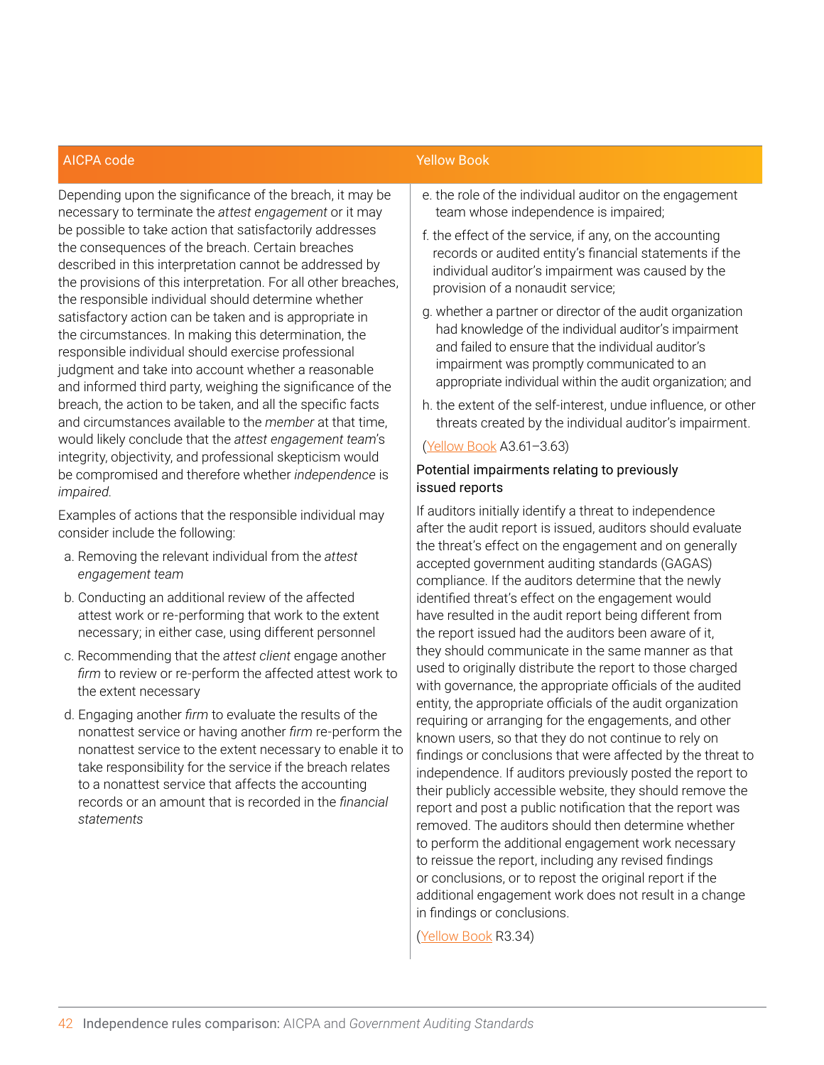| AICPA code | Yellow Book |
|---|---|
| Depending upon the significance of the breach, it may be necessary to terminate the *attest engagement* or it may be possible to take action that satisfactorily addresses the consequences of the breach. Certain breaches described in this interpretation cannot be addressed by the provisions of this interpretation. For all other breaches, the responsible individual should determine whether satisfactory action can be taken and is appropriate in the circumstances. In making this determination, the responsible individual should exercise professional judgment and take into account whether a reasonable and informed third party, weighing the significance of the breach, the action to be taken, and all the specific facts and circumstances available to the *member* at that time, would likely conclude that the *attest engagement team*'s integrity, objectivity, and professional skepticism would be compromised and therefore whether *independence* is *impaired*.<br><br>Examples of actions that the responsible individual may consider include the following:<br><br>a. Removing the relevant individual from the *attest engagement team*<br><br>b. Conducting an additional review of the affected attest work or re-performing that work to the extent necessary; in either case, using different personnel<br><br>c. Recommending that the *attest client* engage another *firm* to review or re-perform the affected attest work to the extent necessary<br><br>d. Engaging another *firm* to evaluate the results of the nonattest service or having another *firm* re-perform the nonattest service to the extent necessary to enable it to take responsibility for the service if the breach relates to a nonattest service that affects the accounting records or an amount that is recorded in the *financial statements* | e. the role of the individual auditor on the engagement team whose independence is impaired;<br><br>f. the effect of the service, if any, on the accounting records or audited entity's financial statements if the individual auditor's impairment was caused by the provision of a nonaudit service;<br><br>g. whether a partner or director of the audit organization had knowledge of the individual auditor's impairment and failed to ensure that the individual auditor's impairment was promptly communicated to an appropriate individual within the audit organization; and<br><br>h. the extent of the self-interest, undue influence, or other threats created by the individual auditor's impairment.<br><br>(Yellow Book A3.61–3.63)<br><br>Potential impairments relating to previously issued reports<br><br>If auditors initially identify a threat to independence after the audit report is issued, auditors should evaluate the threat's effect on the engagement and on generally accepted government auditing standards (GAGAS) compliance. If the auditors determine that the newly identified threat's effect on the engagement would have resulted in the audit report being different from the report issued had the auditors been aware of it, they should communicate in the same manner as that used to originally distribute the report to those charged with governance, the appropriate officials of the audited entity, the appropriate officials of the audit organization requiring or arranging for the engagements, and other known users, so that they do not continue to rely on findings or conclusions that were affected by the threat to independence. If auditors previously posted the report to their publicly accessible website, they should remove the report and post a public notification that the report was removed. The auditors should then determine whether to perform the additional engagement work necessary to reissue the report, including any revised findings or conclusions, or to repost the original report if the additional engagement work does not result in a change in findings or conclusions.<br><br>(Yellow Book R3.34) |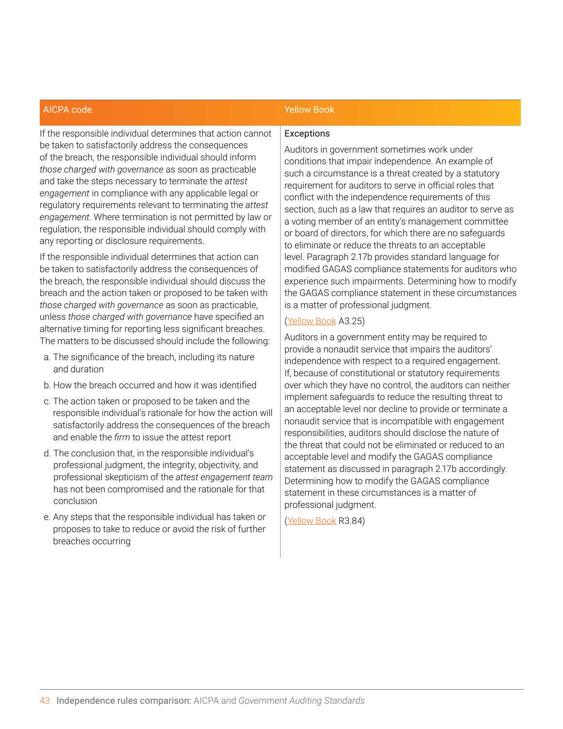| AICPA code | Yellow Book |
|---|---|
| If the responsible individual determines that action cannot be taken to satisfactorily address the consequences of the breach, the responsible individual should inform *those charged with governance* as soon as practicable and take the steps necessary to terminate the *attest engagement* in compliance with any applicable legal or regulatory requirements relevant to terminating the *attest engagement*. Where termination is not permitted by law or regulation, the responsible individual should comply with any reporting or disclosure requirements.<br><br>If the responsible individual determines that action can be taken to satisfactorily address the consequences of the breach, the responsible individual should discuss the breach and the action taken or proposed to be taken with *those charged with governance* as soon as practicable, unless *those charged with governance* have specified an alternative timing for reporting less significant breaches. The matters to be discussed should include the following:<br><br>a. The significance of the breach, including its nature and duration<br><br>b. How the breach occurred and how it was identified<br><br>c. The action taken or proposed to be taken and the responsible individual's rationale for how the action will satisfactorily address the consequences of the breach and enable the *firm* to issue the attest report<br><br>d. The conclusion that, in the responsible individual's professional judgment, the integrity, objectivity, and professional skepticism of the *attest engagement team* has not been compromised and the rationale for that conclusion<br><br>e. Any steps that the responsible individual has taken or proposes to take to reduce or avoid the risk of further breaches occurring | Exceptions<br><br>Auditors in government sometimes work under conditions that impair independence. An example of such a circumstance is a threat created by a statutory requirement for auditors to serve in official roles that conflict with the independence requirements of this section, such as a law that requires an auditor to serve as a voting member of an entity's management committee or board of directors, for which there are no safeguards to eliminate or reduce the threats to an acceptable level. Paragraph 2.17b provides standard language for modified GAGAS compliance statements for auditors who experience such impairments. Determining how to modify the GAGAS compliance statement in these circumstances is a matter of professional judgment.<br><br>(Yellow Book A3.25)<br><br>Auditors in a government entity may be required to provide a nonaudit service that impairs the auditors' independence with respect to a required engagement. If, because of constitutional or statutory requirements over which they have no control, the auditors can neither implement safeguards to reduce the resulting threat to an acceptable level nor decline to provide or terminate a nonaudit service that is incompatible with engagement responsibilities, auditors should disclose the nature of the threat that could not be eliminated or reduced to an acceptable level and modify the GAGAS compliance statement as discussed in paragraph 2.17b accordingly. Determining how to modify the GAGAS compliance statement in these circumstances is a matter of professional judgment.<br><br>(Yellow Book R3.84) |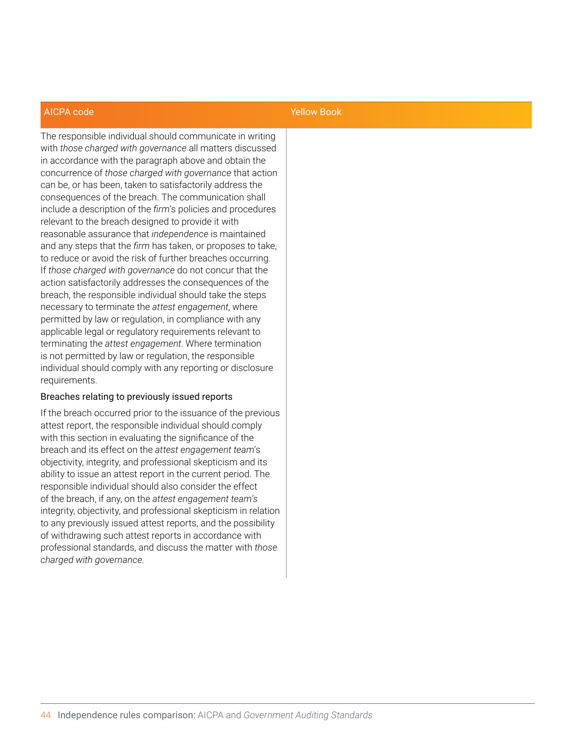| AICPA code | Yellow Book |
|---|---|
| The responsible individual should communicate in writing with *those charged with governance* all matters discussed in accordance with the paragraph above and obtain the concurrence of *those charged with governance* that action can be, or has been, taken to satisfactorily address the consequences of the breach. The communication shall include a description of the *firm*'s policies and procedures relevant to the breach designed to provide it with reasonable assurance that *independence* is maintained and any steps that the *firm* has taken, or proposes to take, to reduce or avoid the risk of further breaches occurring. If *those charged with governance* do not concur that the action satisfactorily addresses the consequences of the breach, the responsible individual should take the steps necessary to terminate the *attest engagement*, where permitted by law or regulation, in compliance with any applicable legal or regulatory requirements relevant to terminating the *attest engagement.* Where termination is not permitted by law or regulation, the responsible individual should comply with any reporting or disclosure requirements.<br><br>Breaches relating to previously issued reports<br><br>If the breach occurred prior to the issuance of the previous attest report, the responsible individual should comply with this section in evaluating the significance of the breach and its effect on the *attest engagement team*'s objectivity, integrity, and professional skepticism and its ability to issue an attest report in the current period. The responsible individual should also consider the effect of the breach, if any, on the *attest engagement team's* integrity, objectivity, and professional skepticism in relation to any previously issued attest reports, and the possibility of withdrawing such attest reports in accordance with professional standards, and discuss the matter with *those charged with governance.* | |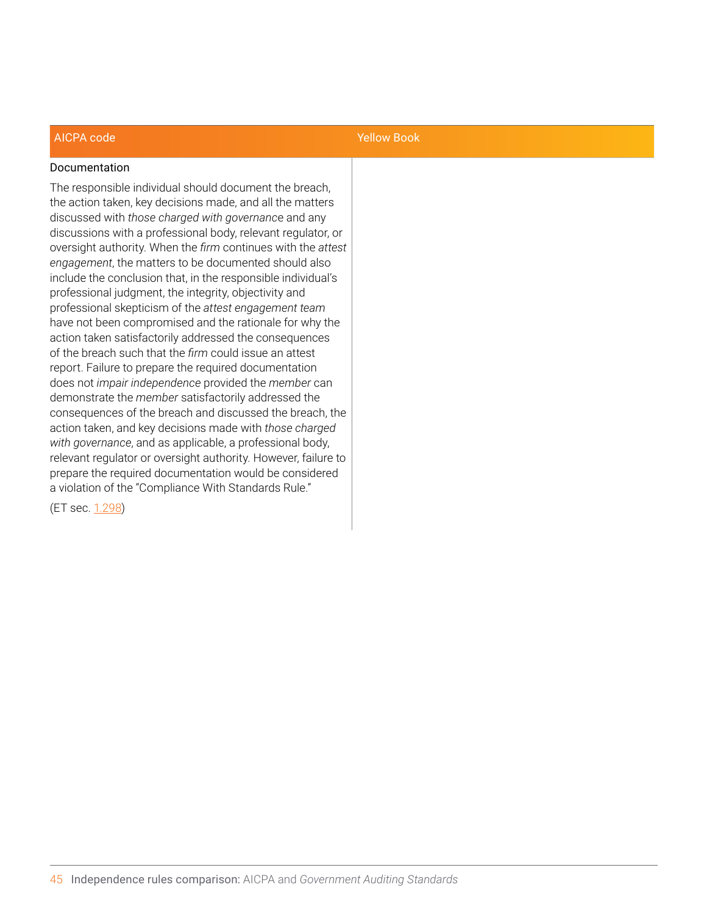| AICPA code | Yellow Book |
|---|---|
| **Documentation**<br><br>The responsible individual should document the breach, the action taken, key decisions made, and all the matters discussed with *those charged with governance* and any discussions with a professional body, relevant regulator, or oversight authority. When the *firm* continues with the *attest engagement*, the matters to be documented should also include the conclusion that, in the responsible individual's professional judgment, the integrity, objectivity and professional skepticism of the *attest engagement team* have not been compromised and the rationale for why the action taken satisfactorily addressed the consequences of the breach such that the *firm* could issue an attest report. Failure to prepare the required documentation does not *impair independence* provided the *member* can demonstrate the *member* satisfactorily addressed the consequences of the breach and discussed the breach, the action taken, and key decisions made with *those charged with governance*, and as applicable, a professional body, relevant regulator or oversight authority. However, failure to prepare the required documentation would be considered a violation of the "Compliance With Standards Rule."<br><br>(ET sec. 1.298) | |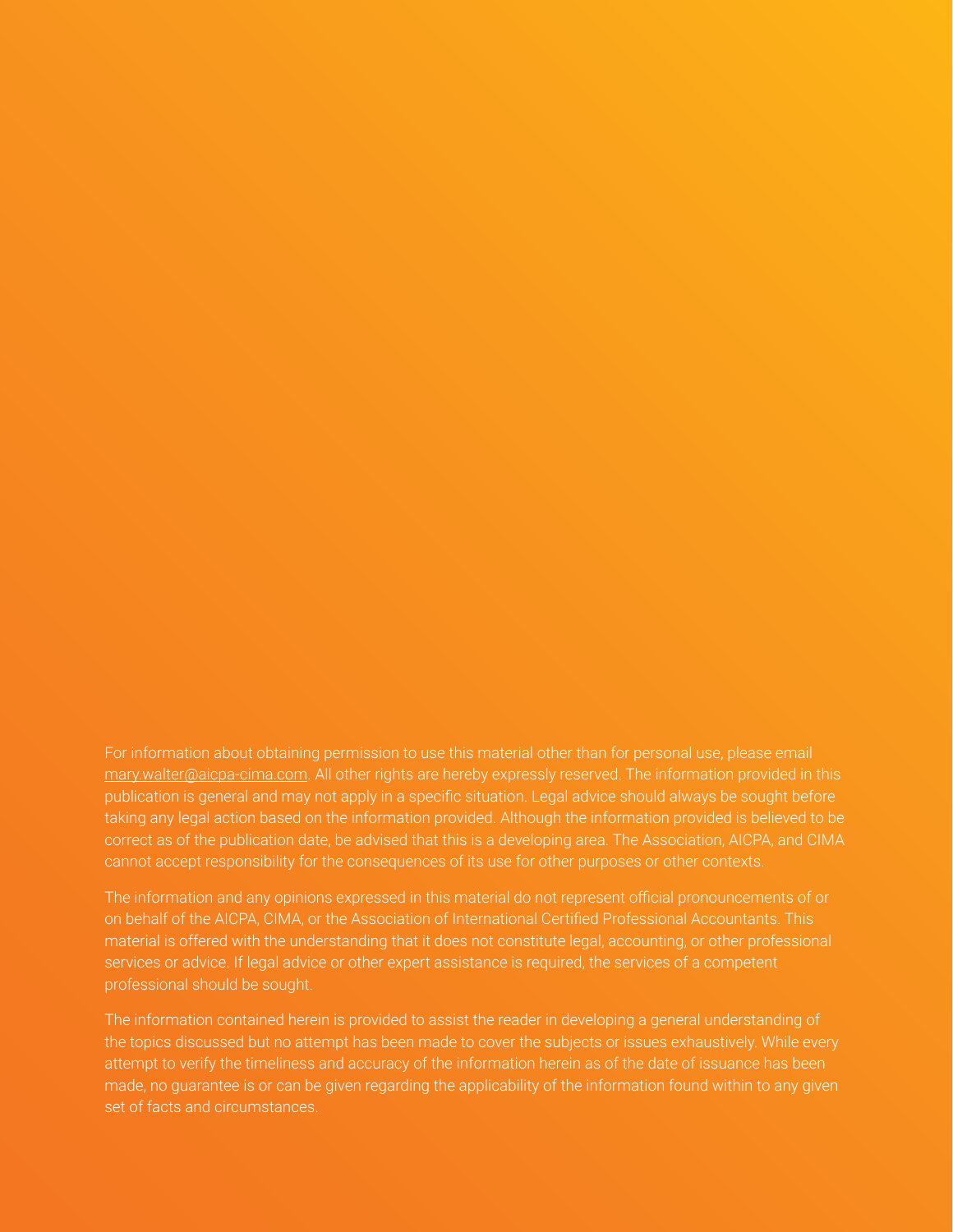For information about obtaining permission to use this material other than for personal use, please email mary.walter@aicpa-cima.com. All other rights are hereby expressly reserved. The information provided in this publication is general and may not apply in a specific situation. Legal advice should always be sought before taking any legal action based on the information provided. Although the information provided is believed to be correct as of the publication date, be advised that this is a developing area. The Association, AICPA, and CIMA cannot accept responsibility for the consequences of its use for other purposes or other contexts.

The information and any opinions expressed in this material do not represent official pronouncements of or on behalf of the AICPA, CIMA, or the Association of International Certified Professional Accountants. This material is offered with the understanding that it does not constitute legal, accounting, or other professional services or advice. If legal advice or other expert assistance is required, the services of a competent professional should be sought.

The information contained herein is provided to assist the reader in developing a general understanding of the topics discussed but no attempt has been made to cover the subjects or issues exhaustively. While every attempt to verify the timeliness and accuracy of the information herein as of the date of issuance has been made, no guarantee is or can be given regarding the applicability of the information found within to any given set of facts and circumstances.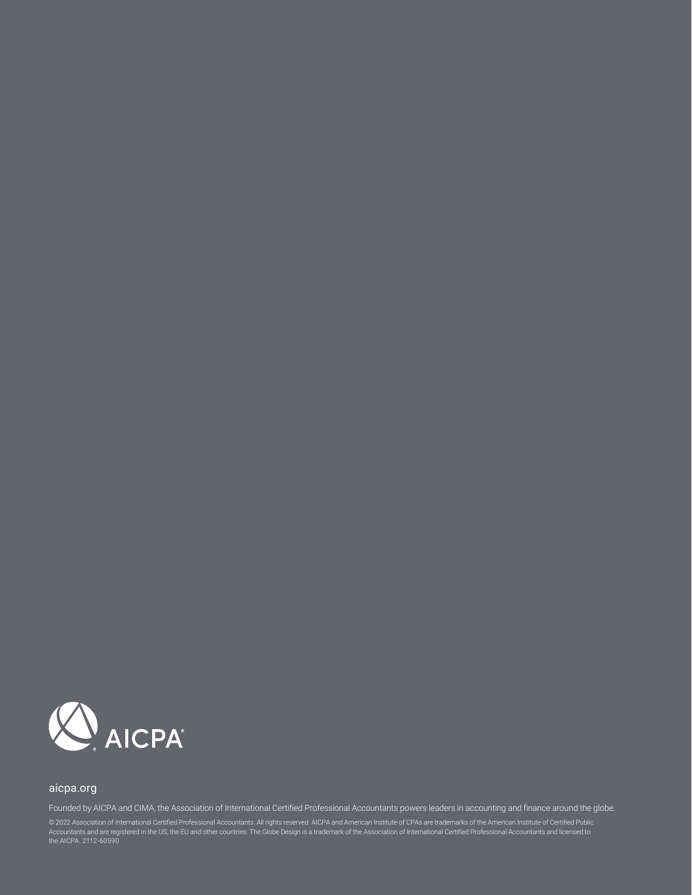AICPA®

aicpa.org

Founded by AICPA and CIMA, the Association of International Certified Professional Accountants powers leaders in accounting and finance around the globe.

© 2022 Association of International Certified Professional Accountants. All rights reserved. AICPA and American Institute of CPAs are trademarks of the American Institute of Certified Public Accountants and are registered in the US, the EU and other countries. The Globe Design is a trademark of the Association of International Certified Professional Accountants and licensed to the AICPA. 2112-60590